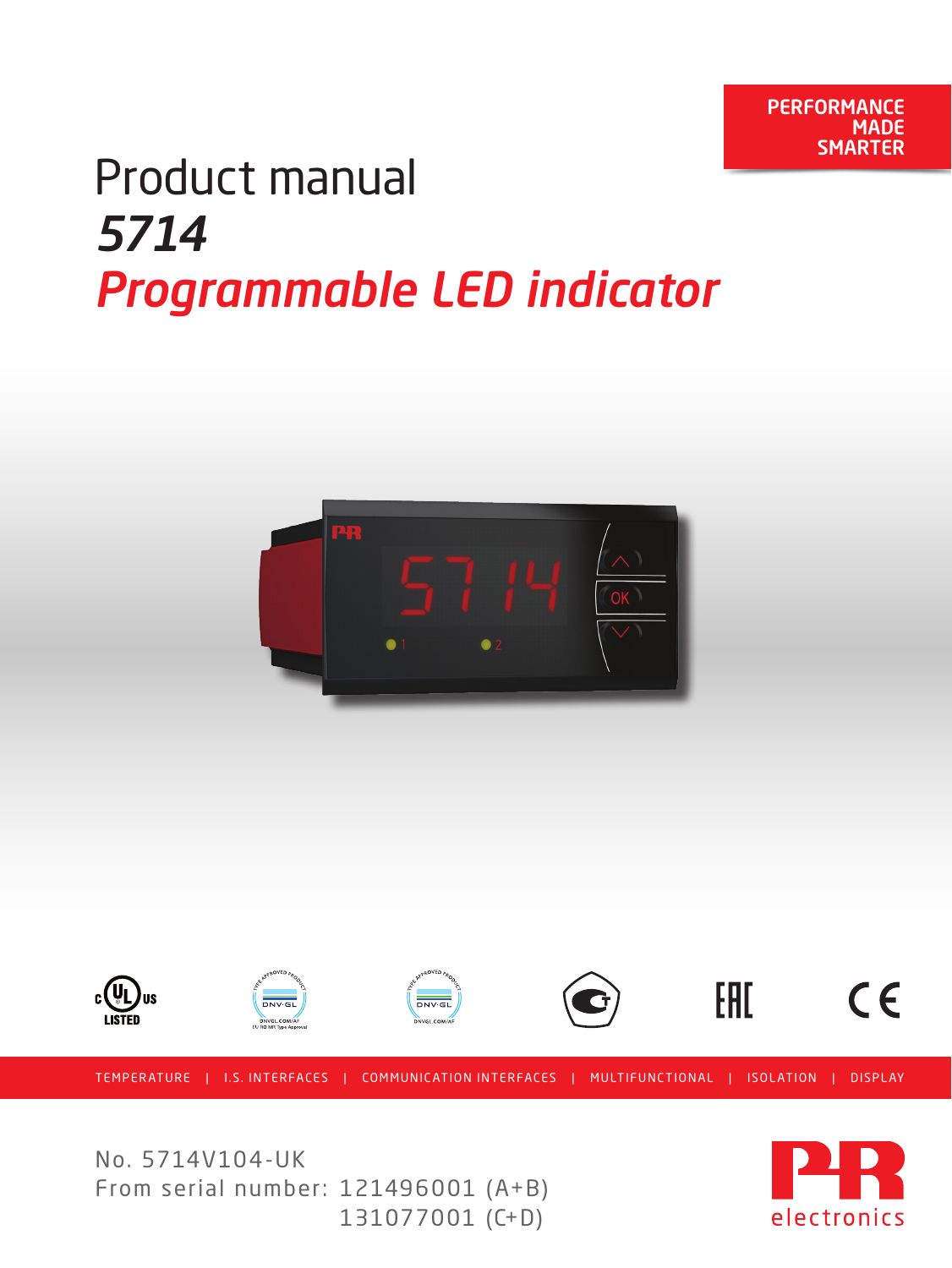PERFORMANCE MADE SMARTER

# Product manual

## *5714*

## *Programmable LED indicator*

TEMPERATURE | I.S. INTERFACES | COMMUNICATION INTERFACES | MULTIFUNCTIONAL | ISOLATION | DISPLAY

No. 5714V104-UK

From serial number: 121496001 (A+B)
131077001 (C+D)

PR electronics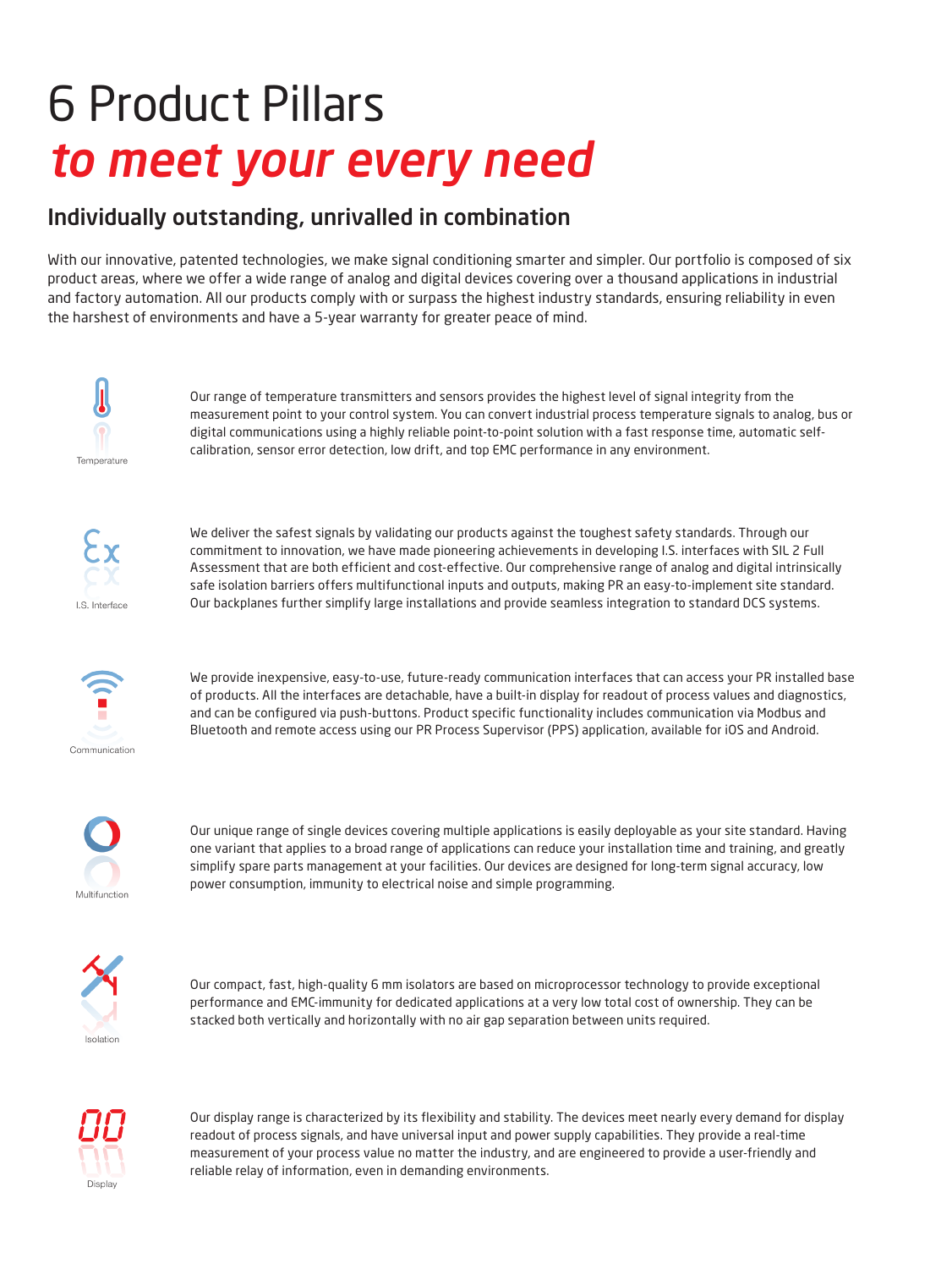# 6 Product Pillars
# *to meet your every need*

## Individually outstanding, unrivalled in combination

With our innovative, patented technologies, we make signal conditioning smarter and simpler. Our portfolio is composed of six product areas, where we offer a wide range of analog and digital devices covering over a thousand applications in industrial and factory automation. All our products comply with or surpass the highest industry standards, ensuring reliability in even the harshest of environments and have a 5-year warranty for greater peace of mind.

Temperature

Our range of temperature transmitters and sensors provides the highest level of signal integrity from the measurement point to your control system. You can convert industrial process temperature signals to analog, bus or digital communications using a highly reliable point-to-point solution with a fast response time, automatic self-calibration, sensor error detection, low drift, and top EMC performance in any environment.

I.S. Interface

We deliver the safest signals by validating our products against the toughest safety standards. Through our commitment to innovation, we have made pioneering achievements in developing I.S. interfaces with SIL 2 Full Assessment that are both efficient and cost-effective. Our comprehensive range of analog and digital intrinsically safe isolation barriers offers multifunctional inputs and outputs, making PR an easy-to-implement site standard. Our backplanes further simplify large installations and provide seamless integration to standard DCS systems.

Communication

We provide inexpensive, easy-to-use, future-ready communication interfaces that can access your PR installed base of products. All the interfaces are detachable, have a built-in display for readout of process values and diagnostics, and can be configured via push-buttons. Product specific functionality includes communication via Modbus and Bluetooth and remote access using our PR Process Supervisor (PPS) application, available for iOS and Android.

Multifunction

Our unique range of single devices covering multiple applications is easily deployable as your site standard. Having one variant that applies to a broad range of applications can reduce your installation time and training, and greatly simplify spare parts management at your facilities. Our devices are designed for long-term signal accuracy, low power consumption, immunity to electrical noise and simple programming.

Isolation

Our compact, fast, high-quality 6 mm isolators are based on microprocessor technology to provide exceptional performance and EMC-immunity for dedicated applications at a very low total cost of ownership. They can be stacked both vertically and horizontally with no air gap separation between units required.

Display

Our display range is characterized by its flexibility and stability. The devices meet nearly every demand for display readout of process signals, and have universal input and power supply capabilities. They provide a real-time measurement of your process value no matter the industry, and are engineered to provide a user-friendly and reliable relay of information, even in demanding environments.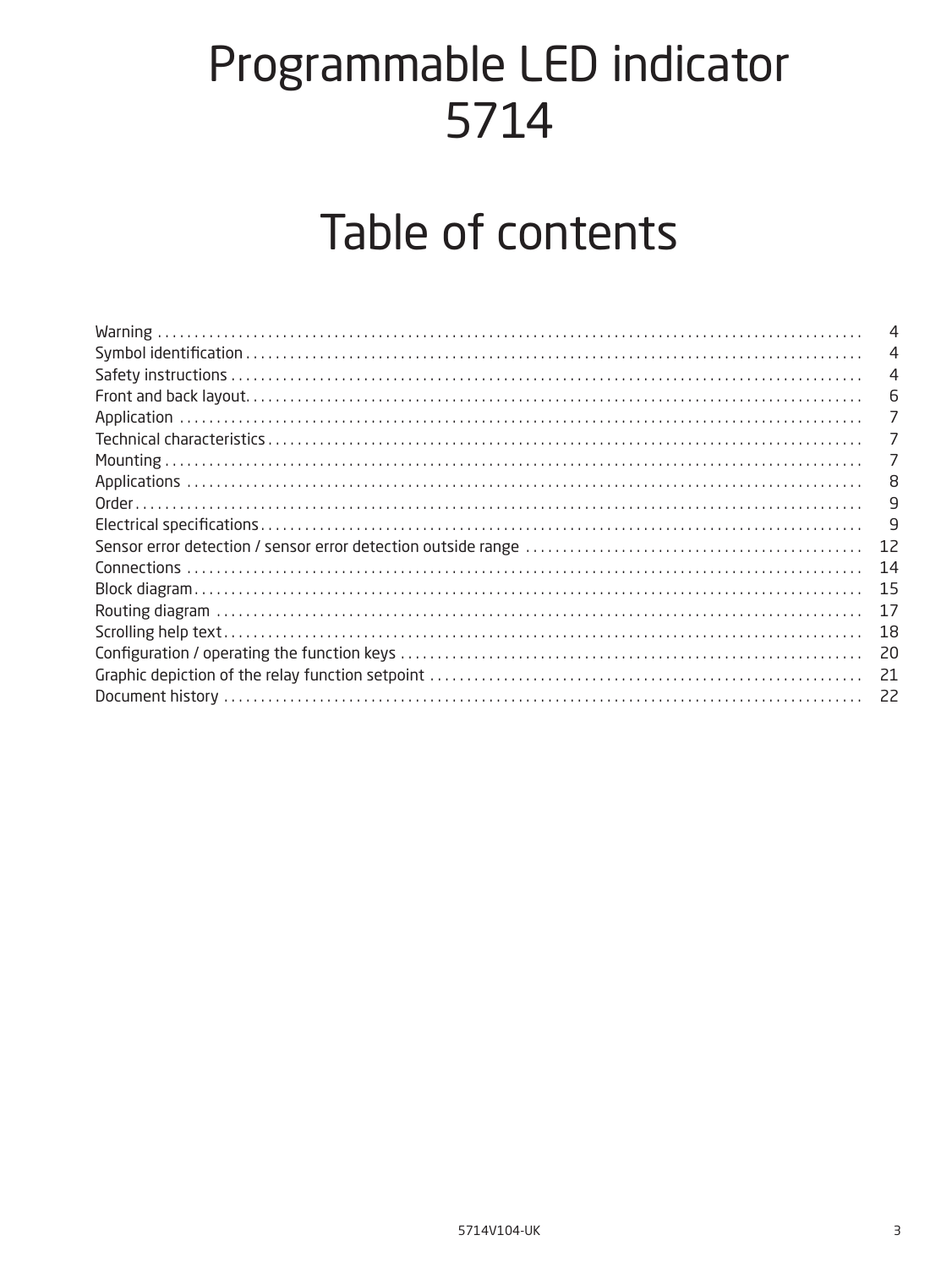# Programmable LED indicator 5714

# Table of contents

| | |
|---|---|
| Warning | 4 |
| Symbol identification | 4 |
| Safety instructions | 4 |
| Front and back layout | 6 |
| Application | 7 |
| Technical characteristics | 7 |
| Mounting | 7 |
| Applications | 8 |
| Order | 9 |
| Electrical specifications | 9 |
| Sensor error detection / sensor error detection outside range | 12 |
| Connections | 14 |
| Block diagram | 15 |
| Routing diagram | 17 |
| Scrolling help text | 18 |
| Configuration / operating the function keys | 20 |
| Graphic depiction of the relay function setpoint | 21 |
| Document history | 22 |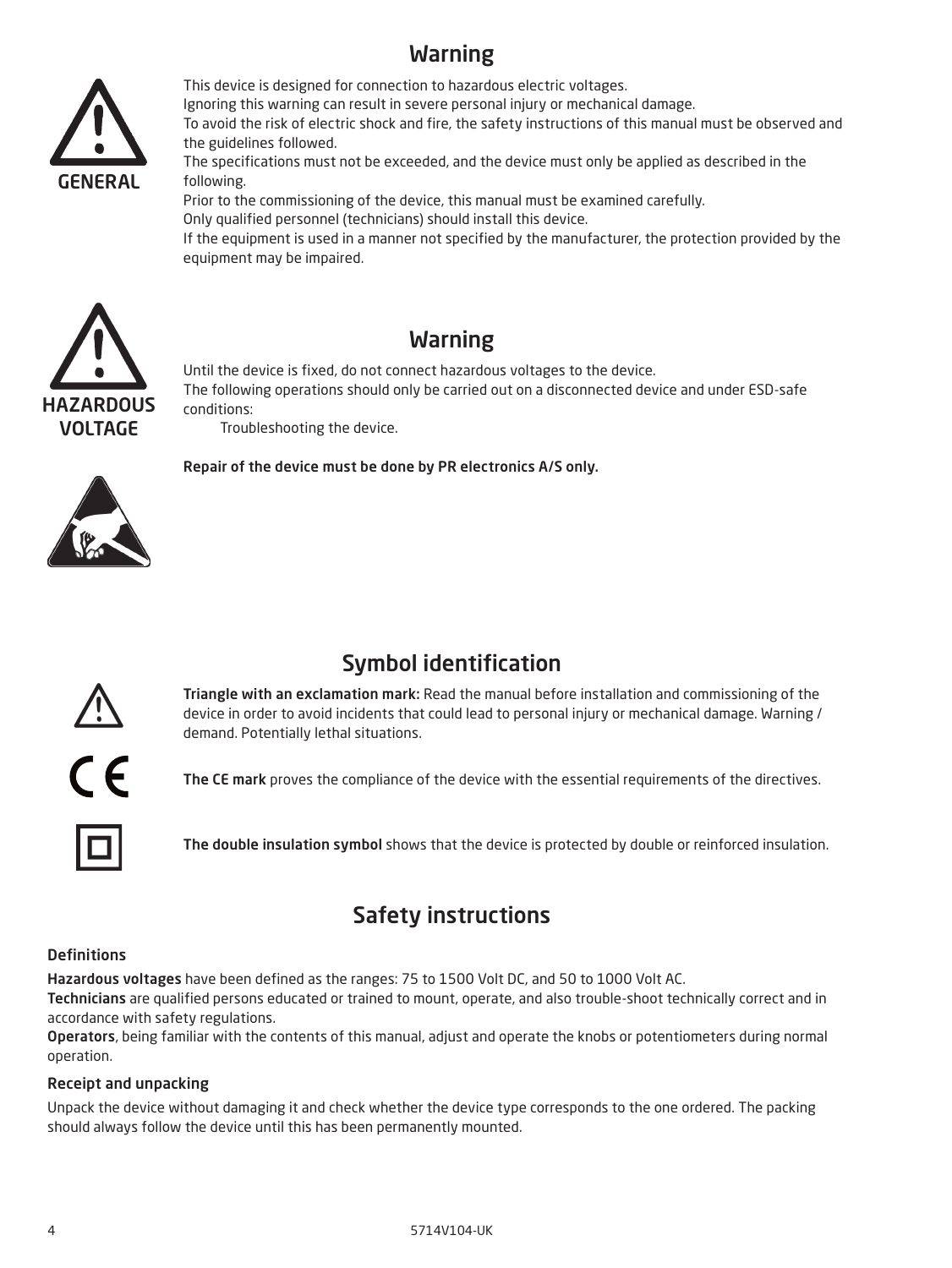## Warning

GENERAL

This device is designed for connection to hazardous electric voltages.
Ignoring this warning can result in severe personal injury or mechanical damage.
To avoid the risk of electric shock and fire, the safety instructions of this manual must be observed and the guidelines followed.
The specifications must not be exceeded, and the device must only be applied as described in the following.
Prior to the commissioning of the device, this manual must be examined carefully.
Only qualified personnel (technicians) should install this device.
If the equipment is used in a manner not specified by the manufacturer, the protection provided by the equipment may be impaired.

## Warning

HAZARDOUS VOLTAGE

Until the device is fixed, do not connect hazardous voltages to the device.
The following operations should only be carried out on a disconnected device and under ESD-safe conditions:

Troubleshooting the device.

**Repair of the device must be done by PR electronics A/S only.**

## Symbol identification

**Triangle with an exclamation mark:** Read the manual before installation and commissioning of the device in order to avoid incidents that could lead to personal injury or mechanical damage. Warning / demand. Potentially lethal situations.

**The CE mark** proves the compliance of the device with the essential requirements of the directives.

**The double insulation symbol** shows that the device is protected by double or reinforced insulation.

## Safety instructions

### Definitions

**Hazardous voltages** have been defined as the ranges: 75 to 1500 Volt DC, and 50 to 1000 Volt AC.
**Technicians** are qualified persons educated or trained to mount, operate, and also trouble-shoot technically correct and in accordance with safety regulations.
**Operators**, being familiar with the contents of this manual, adjust and operate the knobs or potentiometers during normal operation.

### Receipt and unpacking

Unpack the device without damaging it and check whether the device type corresponds to the one ordered. The packing should always follow the device until this has been permanently mounted.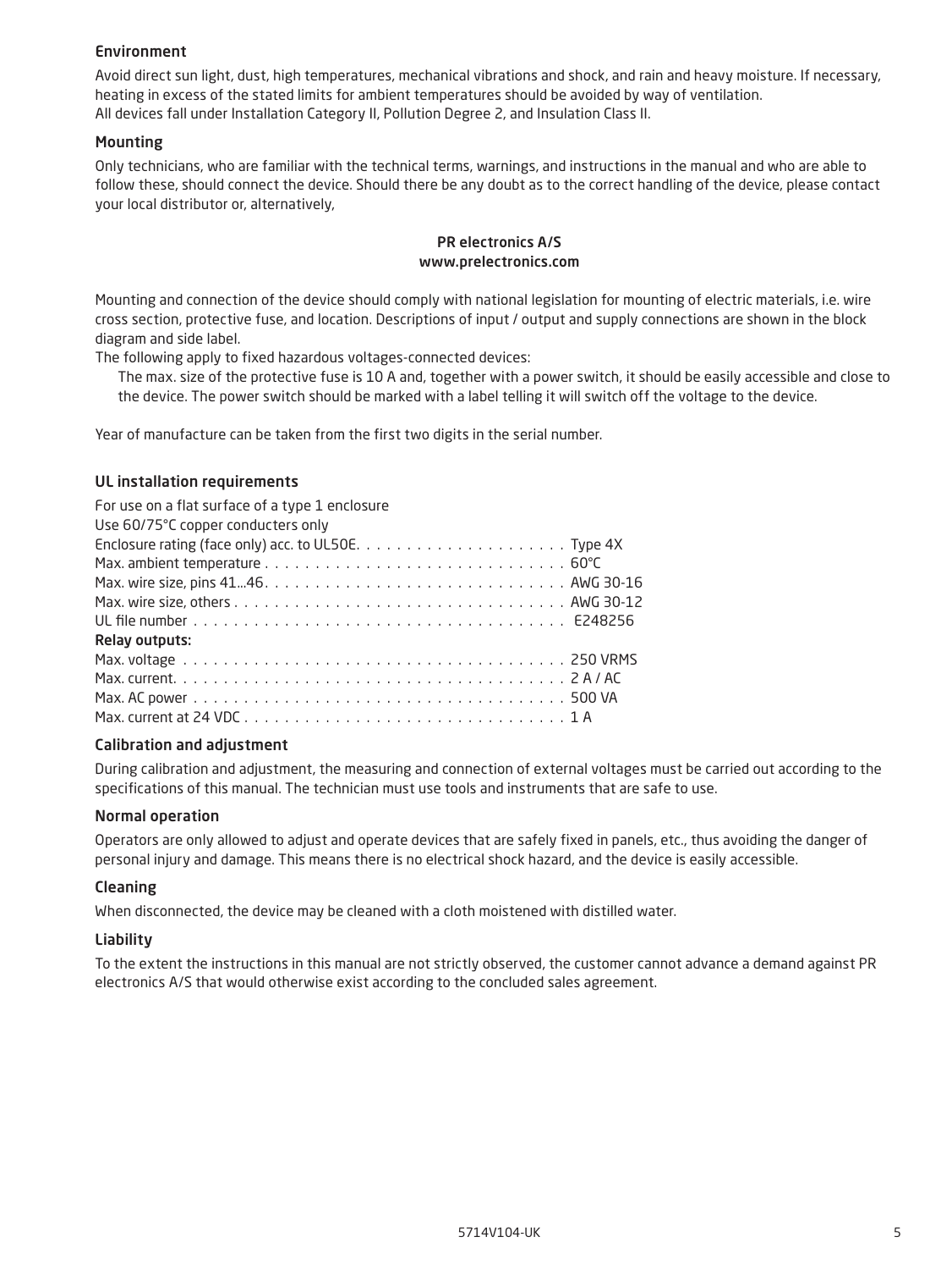### Environment

Avoid direct sun light, dust, high temperatures, mechanical vibrations and shock, and rain and heavy moisture. If necessary, heating in excess of the stated limits for ambient temperatures should be avoided by way of ventilation.
All devices fall under Installation Category II, Pollution Degree 2, and Insulation Class II.

### Mounting

Only technicians, who are familiar with the technical terms, warnings, and instructions in the manual and who are able to follow these, should connect the device. Should there be any doubt as to the correct handling of the device, please contact your local distributor or, alternatively,

**PR electronics A/S**
**www.prelectronics.com**

Mounting and connection of the device should comply with national legislation for mounting of electric materials, i.e. wire cross section, protective fuse, and location. Descriptions of input / output and supply connections are shown in the block diagram and side label.
The following apply to fixed hazardous voltages-connected devices:

The max. size of the protective fuse is 10 A and, together with a power switch, it should be easily accessible and close to the device. The power switch should be marked with a label telling it will switch off the voltage to the device.

Year of manufacture can be taken from the first two digits in the serial number.

### UL installation requirements

For use on a flat surface of a type 1 enclosure
Use 60/75°C copper conducters only

| | |
|---|---|
| Enclosure rating (face only) acc. to UL50E. | Type 4X |
| Max. ambient temperature | 60°C |
| Max. wire size, pins 41...46 | AWG 30-16 |
| Max. wire size, others | AWG 30-12 |
| UL file number | E248256 |
| **Relay outputs:** | |
| Max. voltage | 250 VRMS |
| Max. current | 2 A / AC |
| Max. AC power | 500 VA |
| Max. current at 24 VDC | 1 A |

### Calibration and adjustment

During calibration and adjustment, the measuring and connection of external voltages must be carried out according to the specifications of this manual. The technician must use tools and instruments that are safe to use.

### Normal operation

Operators are only allowed to adjust and operate devices that are safely fixed in panels, etc., thus avoiding the danger of personal injury and damage. This means there is no electrical shock hazard, and the device is easily accessible.

### Cleaning

When disconnected, the device may be cleaned with a cloth moistened with distilled water.

### Liability

To the extent the instructions in this manual are not strictly observed, the customer cannot advance a demand against PR electronics A/S that would otherwise exist according to the concluded sales agreement.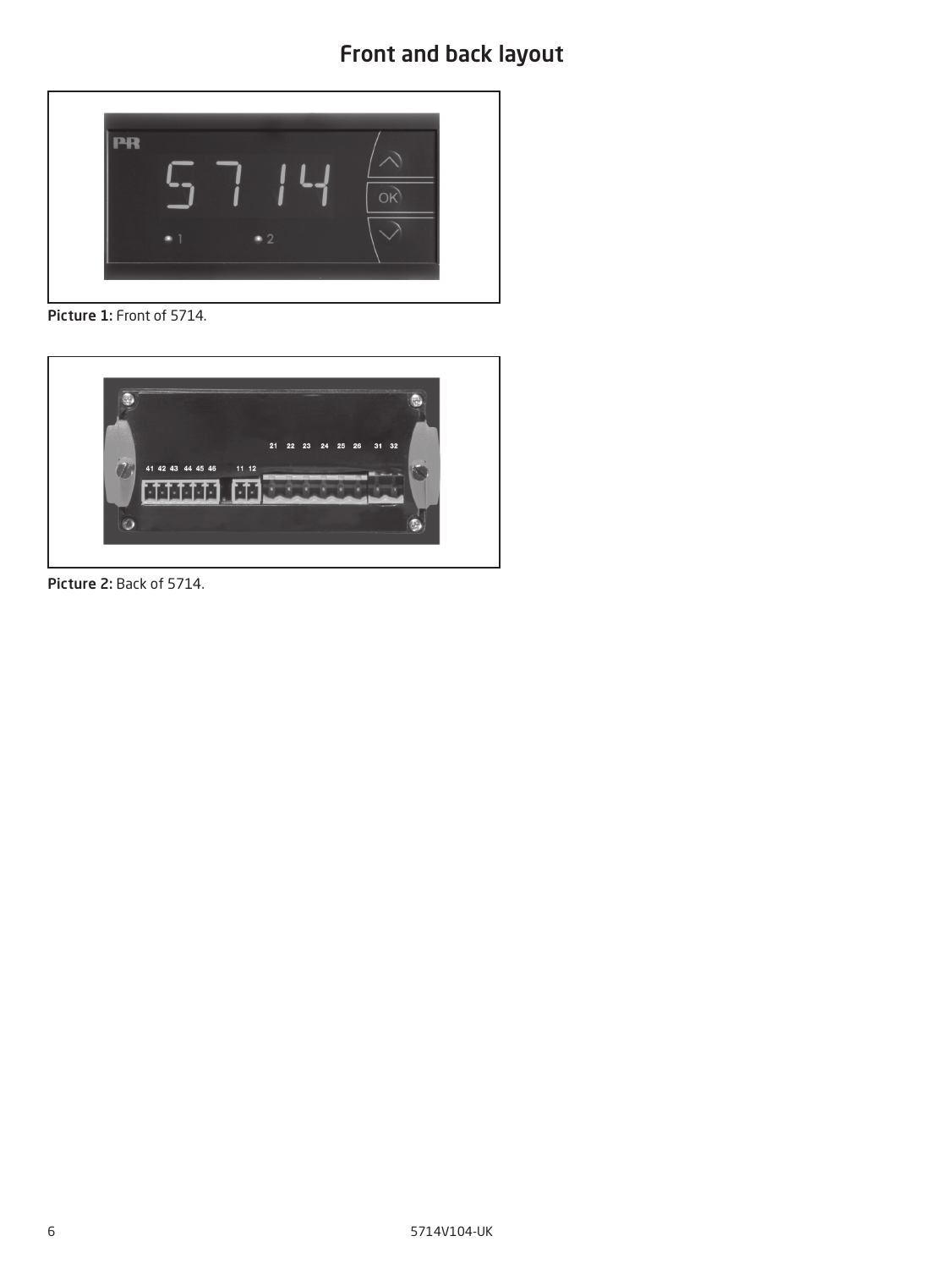# Front and back layout

Picture 1: Front of 5714.

Picture 2: Back of 5714.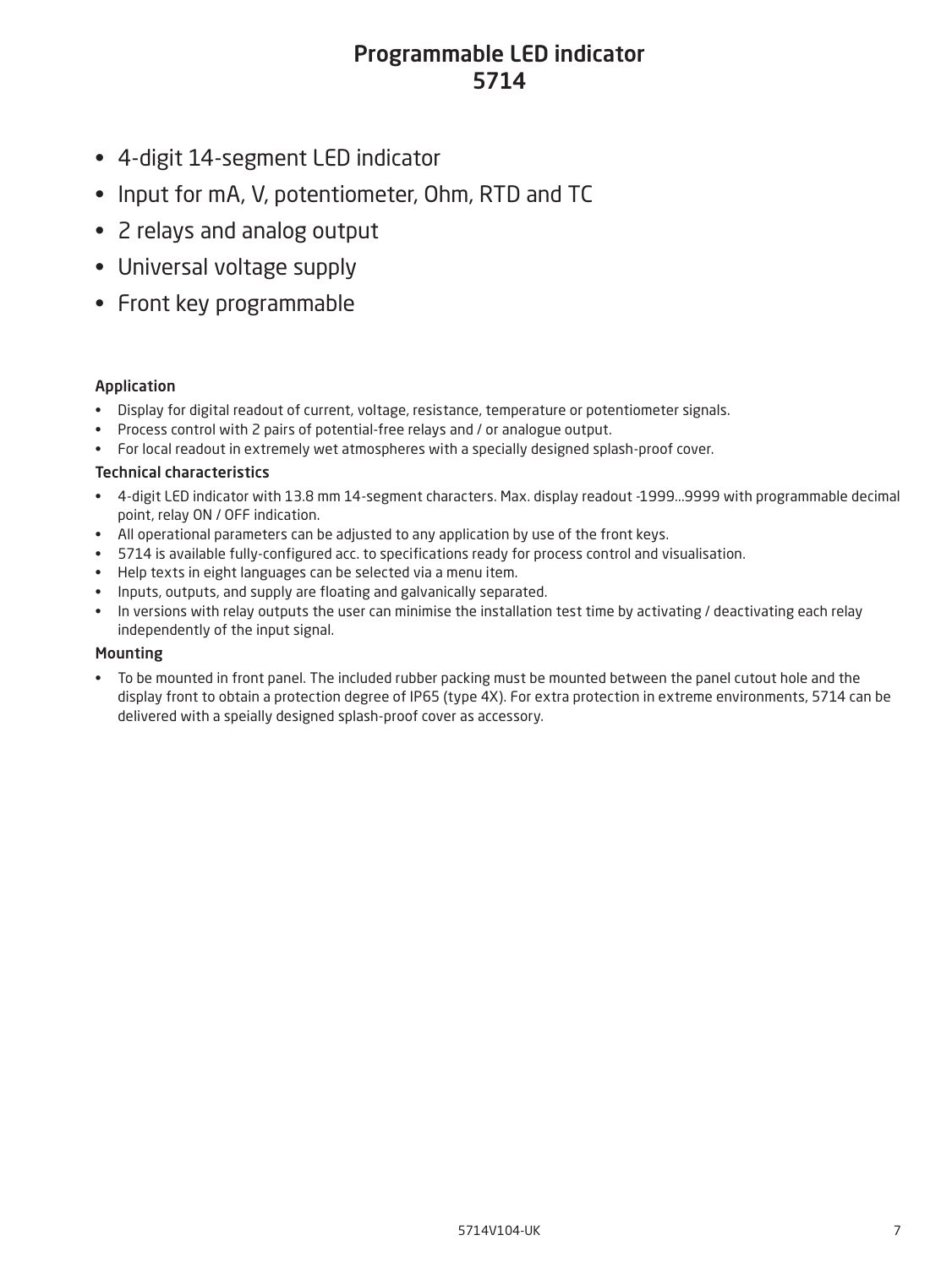# Programmable LED indicator
# 5714

- 4-digit 14-segment LED indicator
- Input for mA, V, potentiometer, Ohm, RTD and TC
- 2 relays and analog output
- Universal voltage supply
- Front key programmable

### Application

- Display for digital readout of current, voltage, resistance, temperature or potentiometer signals.
- Process control with 2 pairs of potential-free relays and / or analogue output.
- For local readout in extremely wet atmospheres with a specially designed splash-proof cover.

### Technical characteristics

- 4-digit LED indicator with 13.8 mm 14-segment characters. Max. display readout -1999...9999 with programmable decimal point, relay ON / OFF indication.
- All operational parameters can be adjusted to any application by use of the front keys.
- 5714 is available fully-configured acc. to specifications ready for process control and visualisation.
- Help texts in eight languages can be selected via a menu item.
- Inputs, outputs, and supply are floating and galvanically separated.
- In versions with relay outputs the user can minimise the installation test time by activating / deactivating each relay independently of the input signal.

### Mounting

- To be mounted in front panel. The included rubber packing must be mounted between the panel cutout hole and the display front to obtain a protection degree of IP65 (type 4X). For extra protection in extreme environments, 5714 can be delivered with a speially designed splash-proof cover as accessory.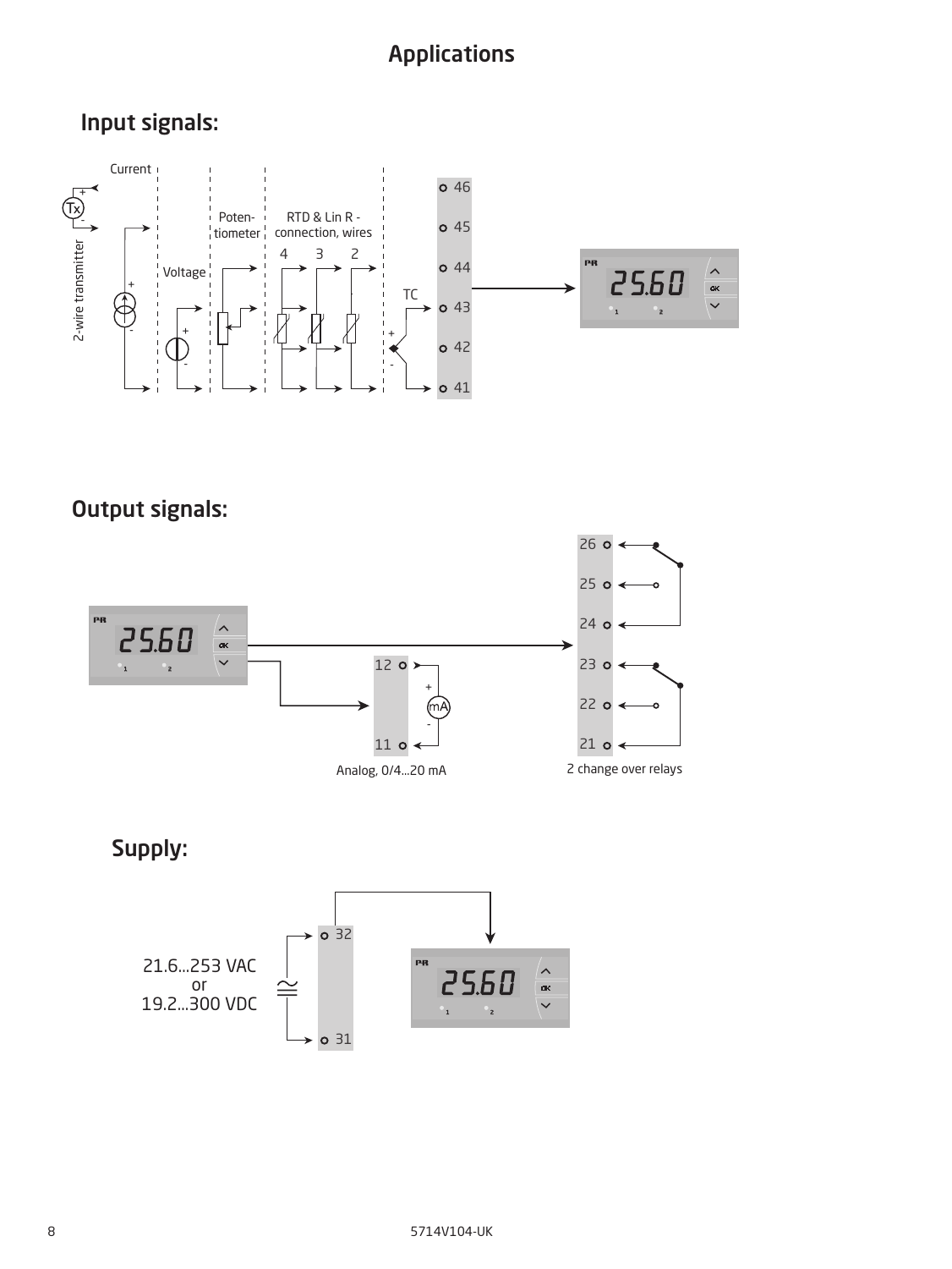# Applications

## Input signals:

Current

2-wire transmitter

Tx

Voltage

Poten-
tiometer

RTD & Lin R -
connection, wires

4 3 2

TC

46
45
44
43
42
41

25.60

## Output signals:

25.60

12
11

mA

Analog, 0/4...20 mA

26
25
24
23
22
21

2 change over relays

## Supply:

21.6...253 VAC
or
19.2...300 VDC

32
31

25.60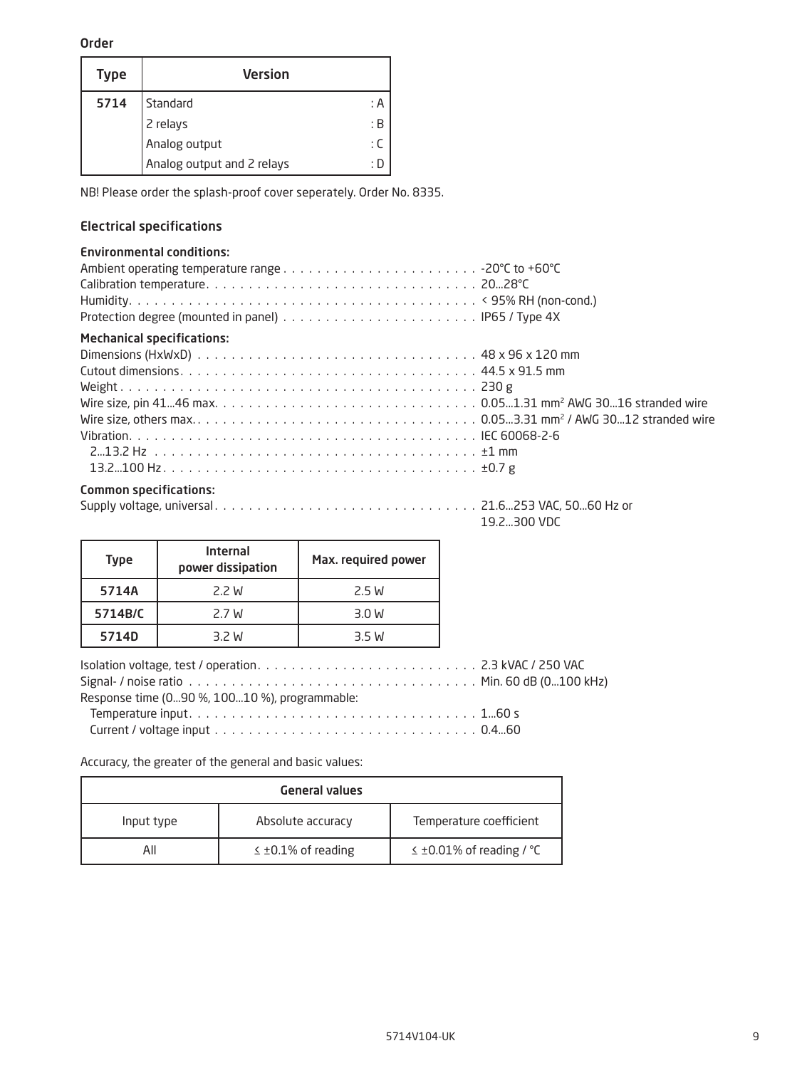### Order

| Type | Version | |
|---|---|---|
| 5714 | Standard | : A |
| | 2 relays | : B |
| | Analog output | : C |
| | Analog output and 2 relays | : D |

NB! Please order the splash-proof cover seperately. Order No. 8335.

## Electrical specifications

### Environmental conditions:

Ambient operating temperature range . . . . . . . . . . . . . . . . . . . . . . . -20°C to +60°C
Calibration temperature . . . . . . . . . . . . . . . . . . . . . . . . . . . . . . . . 20...28°C
Humidity . . . . . . . . . . . . . . . . . . . . . . . . . . . . . . . . . . . . . . . . < 95% RH (non-cond.)
Protection degree (mounted in panel) . . . . . . . . . . . . . . . . . . . . . . . IP65 / Type 4X

### Mechanical specifications:

Dimensions (HxWxD) . . . . . . . . . . . . . . . . . . . . . . . . . . . . . . . . . 48 x 96 x 120 mm
Cutout dimensions . . . . . . . . . . . . . . . . . . . . . . . . . . . . . . . . . . 44.5 x 91.5 mm
Weight . . . . . . . . . . . . . . . . . . . . . . . . . . . . . . . . . . . . . . . . . 230 g
Wire size, pin 41...46 max. . . . . . . . . . . . . . . . . . . . . . . . . . . . . . 0.05...1.31 mm² AWG 30...16 stranded wire
Wire size, others max. . . . . . . . . . . . . . . . . . . . . . . . . . . . . . . . . 0.05...3.31 mm² / AWG 30...12 stranded wire
Vibration . . . . . . . . . . . . . . . . . . . . . . . . . . . . . . . . . . . . . . . . IEC 60068-2-6
  2...13.2 Hz . . . . . . . . . . . . . . . . . . . . . . . . . . . . . . . . . . . . . ±1 mm
  13.2...100 Hz . . . . . . . . . . . . . . . . . . . . . . . . . . . . . . . . . . . . ±0.7 g

### Common specifications:

Supply voltage, universal . . . . . . . . . . . . . . . . . . . . . . . . . . . . . . 21.6...253 VAC, 50...60 Hz or 19.2...300 VDC

| Type | Internal power dissipation | Max. required power |
|---|---|---|
| 5714A | 2.2 W | 2.5 W |
| 5714B/C | 2.7 W | 3.0 W |
| 5714D | 3.2 W | 3.5 W |

Isolation voltage, test / operation . . . . . . . . . . . . . . . . . . . . . . . . . 2.3 kVAC / 250 VAC
Signal- / noise ratio . . . . . . . . . . . . . . . . . . . . . . . . . . . . . . . . . Min. 60 dB (0...100 kHz)
Response time (0...90 %, 100...10 %), programmable:
  Temperature input . . . . . . . . . . . . . . . . . . . . . . . . . . . . . . . . . 1...60 s
  Current / voltage input . . . . . . . . . . . . . . . . . . . . . . . . . . . . . . 0.4...60

Accuracy, the greater of the general and basic values:

| General values | | |
|---|---|---|
| Input type | Absolute accuracy | Temperature coefficient |
| All | ≤ ±0.1% of reading | ≤ ±0.01% of reading / °C |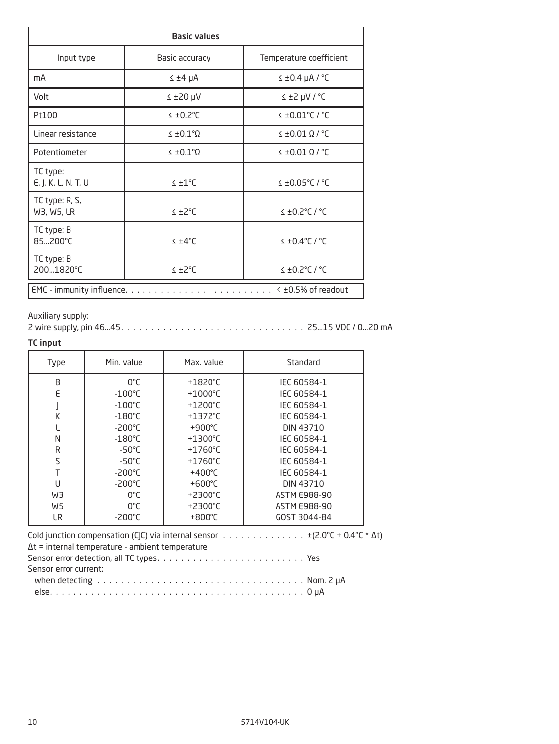| Basic values | | |
|---|---|---|
| Input type | Basic accuracy | Temperature coefficient |
| mA | ≤ ±4 µA | ≤ ±0.4 µA / °C |
| Volt | ≤ ±20 µV | ≤ ±2 µV / °C |
| Pt100 | ≤ ±0.2°C | ≤ ±0.01°C / °C |
| Linear resistance | ≤ ±0.1°Ω | ≤ ±0.01 Ω / °C |
| Potentiometer | ≤ ±0.1°Ω | ≤ ±0.01 Ω / °C |
| TC type: E, J, K, L, N, T, U | ≤ ±1°C | ≤ ±0.05°C / °C |
| TC type: R, S, W3, W5, LR | ≤ ±2°C | ≤ ±0.2°C / °C |
| TC type: B 85...200°C | ≤ ±4°C | ≤ ±0.4°C / °C |
| TC type: B 200...1820°C | ≤ ±2°C | ≤ ±0.2°C / °C |

EMC - immunity influence. . . . . . . . . . . . . . . . . . . . . . . . . < ±0.5% of readout

Auxiliary supply:
2 wire supply, pin 46...45 . . . . . . . . . . . . . . . . . . . . . . . . . . . . . . . 25...15 VDC / 0...20 mA

**TC input**

| Type | Min. value | Max. value | Standard |
|---|---|---|---|
| B | 0°C | +1820°C | IEC 60584-1 |
| E | -100°C | +1000°C | IEC 60584-1 |
| J | -100°C | +1200°C | IEC 60584-1 |
| K | -180°C | +1372°C | IEC 60584-1 |
| L | -200°C | +900°C | DIN 43710 |
| N | -180°C | +1300°C | IEC 60584-1 |
| R | -50°C | +1760°C | IEC 60584-1 |
| S | -50°C | +1760°C | IEC 60584-1 |
| T | -200°C | +400°C | IEC 60584-1 |
| U | -200°C | +600°C | DIN 43710 |
| W3 | 0°C | +2300°C | ASTM E988-90 |
| W5 | 0°C | +2300°C | ASTM E988-90 |
| LR | -200°C | +800°C | GOST 3044-84 |

Cold junction compensation (CJC) via internal sensor . . . . . . . . . . . . . . ±(2.0°C + 0.4°C * Δt)
Δt = internal temperature - ambient temperature
Sensor error detection, all TC types. . . . . . . . . . . . . . . . . . . . . . . . . Yes
Sensor error current:
when detecting . . . . . . . . . . . . . . . . . . . . . . . . . . . . . . . . . . . Nom. 2 µA
else. . . . . . . . . . . . . . . . . . . . . . . . . . . . . . . . . . . . . . . . . . 0 µA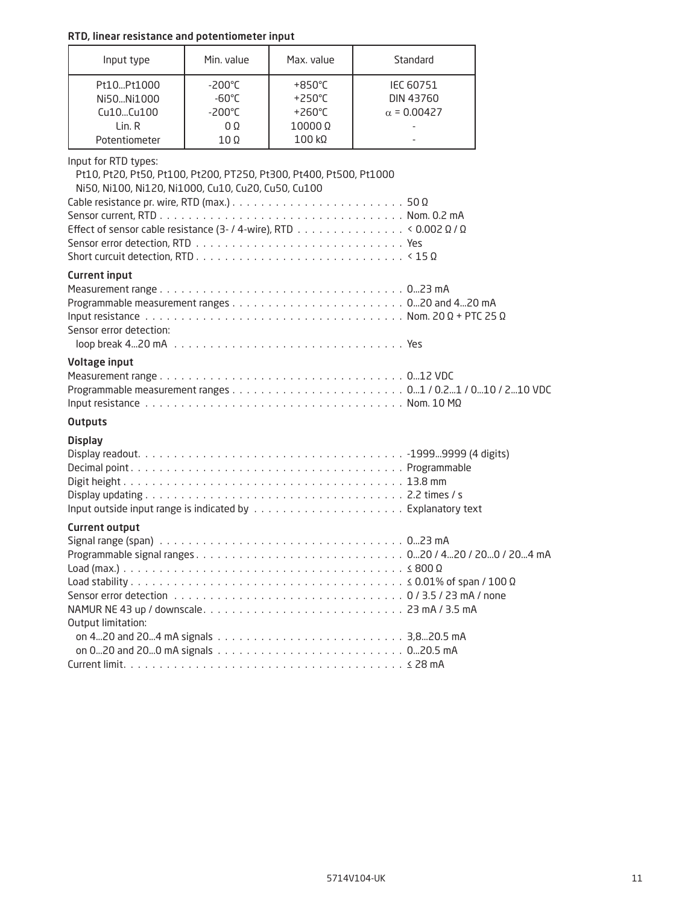### RTD, linear resistance and potentiometer input

| Input type | Min. value | Max. value | Standard |
|---|---|---|---|
| Pt10...Pt1000 | -200°C | +850°C | IEC 60751 |
| Ni50...Ni1000 | -60°C | +250°C | DIN 43760 |
| Cu10...Cu100 | -200°C | +260°C | $\alpha$ = 0.00427 |
| Lin. R | 0 Ω | 10000 Ω | - |
| Potentiometer | 10 Ω | 100 kΩ | - |

Input for RTD types:
Pt10, Pt20, Pt50, Pt100, Pt200, PT250, Pt300, Pt400, Pt500, Pt1000
Ni50, Ni100, Ni120, Ni1000, Cu10, Cu20, Cu50, Cu100

Cable resistance pr. wire, RTD (max.) . . . . . . . . . . 50 Ω
Sensor current, RTD . . . . . . . . . . Nom. 0.2 mA
Effect of sensor cable resistance (3- / 4-wire), RTD . . . . . . . . . . < 0.002 Ω / Ω
Sensor error detection, RTD . . . . . . . . . . Yes
Short curcuit detection, RTD . . . . . . . . . . < 15 Ω

### Current input

Measurement range . . . . . . . . . . 0...23 mA
Programmable measurement ranges . . . . . . . . . . 0...20 and 4...20 mA
Input resistance . . . . . . . . . . Nom. 20 Ω + PTC 25 Ω
Sensor error detection:
loop break 4...20 mA . . . . . . . . . . Yes

### Voltage input

Measurement range . . . . . . . . . . 0...12 VDC
Programmable measurement ranges . . . . . . . . . . 0...1 / 0.2...1 / 0...10 / 2...10 VDC
Input resistance . . . . . . . . . . Nom. 10 MΩ

### Outputs

### Display

Display readout. . . . . . . . . . -1999...9999 (4 digits)
Decimal point . . . . . . . . . . Programmable
Digit height . . . . . . . . . . 13.8 mm
Display updating . . . . . . . . . . 2.2 times / s
Input outside input range is indicated by . . . . . . . . . . Explanatory text

### Current output

Signal range (span) . . . . . . . . . . 0...23 mA
Programmable signal ranges . . . . . . . . . . 0...20 / 4...20 / 20...0 / 20...4 mA
Load (max.) . . . . . . . . . . ≤ 800 Ω
Load stability . . . . . . . . . . ≤ 0.01% of span / 100 Ω
Sensor error detection . . . . . . . . . . 0 / 3.5 / 23 mA / none
NAMUR NE 43 up / downscale. . . . . . . . . . 23 mA / 3.5 mA
Output limitation:
on 4...20 and 20...4 mA signals . . . . . . . . . . 3,8...20.5 mA
on 0...20 and 20...0 mA signals . . . . . . . . . . 0...20.5 mA
Current limit. . . . . . . . . . ≤ 28 mA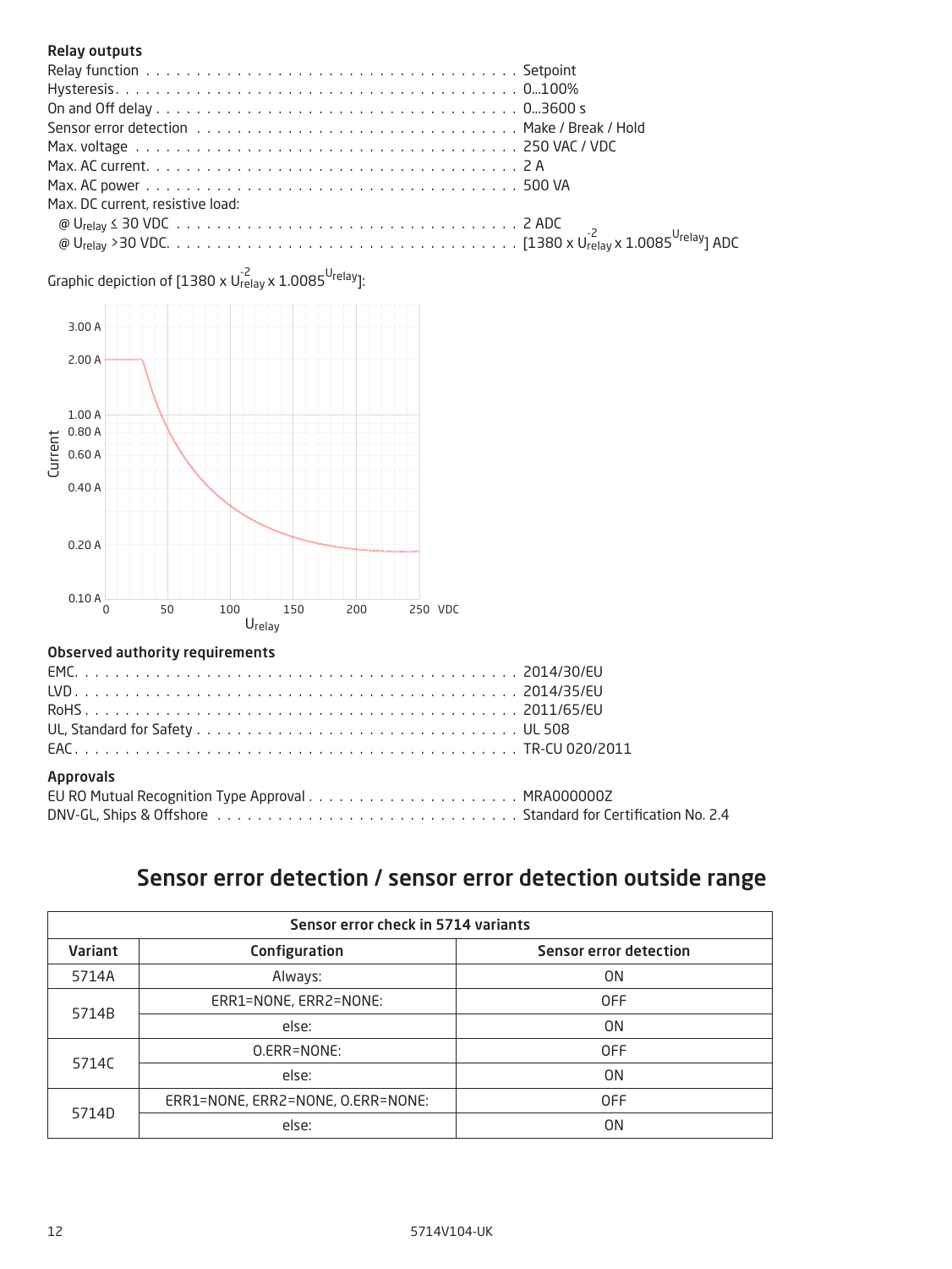### Relay outputs

Relay function . . . . . . . . . . Setpoint
Hysteresis. . . . . . . . . . 0...100%
On and Off delay . . . . . . . . . . 0...3600 s
Sensor error detection . . . . . . . . . . Make / Break / Hold
Max. voltage . . . . . . . . . . 250 VAC / VDC
Max. AC current. . . . . . . . . . 2 A
Max. AC power . . . . . . . . . . 500 VA
Max. DC current, resistive load:
@ $U_{relay} \leq$ 30 VDC . . . . . . . . . . 2 ADC
@ $U_{relay}$ >30 VDC. . . . . . . . . . [$1380 \times U_{relay}^{-2} \times 1.0085^{U_{relay}}$] ADC

Graphic depiction of [$1380 \times U_{relay}^{-2} \times 1.0085^{U_{relay}}$]:

### Observed authority requirements

EMC. . . . . . . . . . 2014/30/EU
LVD . . . . . . . . . . 2014/35/EU
RoHS . . . . . . . . . . 2011/65/EU
UL, Standard for Safety . . . . . . . . . . UL 508
EAC. . . . . . . . . . TR-CU 020/2011

### Approvals

EU RO Mutual Recognition Type Approval . . . . . . . . . . MRA000000Z
DNV-GL, Ships & Offshore . . . . . . . . . . Standard for Certification No. 2.4

## Sensor error detection / sensor error detection outside range

| Sensor error check in 5714 variants | | |
|---|---|---|
| **Variant** | **Configuration** | **Sensor error detection** |
| 5714A | Always: | ON |
| 5714B | ERR1=NONE, ERR2=NONE: | OFF |
| | else: | ON |
| 5714C | O.ERR=NONE: | OFF |
| | else: | ON |
| 5714D | ERR1=NONE, ERR2=NONE, O.ERR=NONE: | OFF |
| | else: | ON |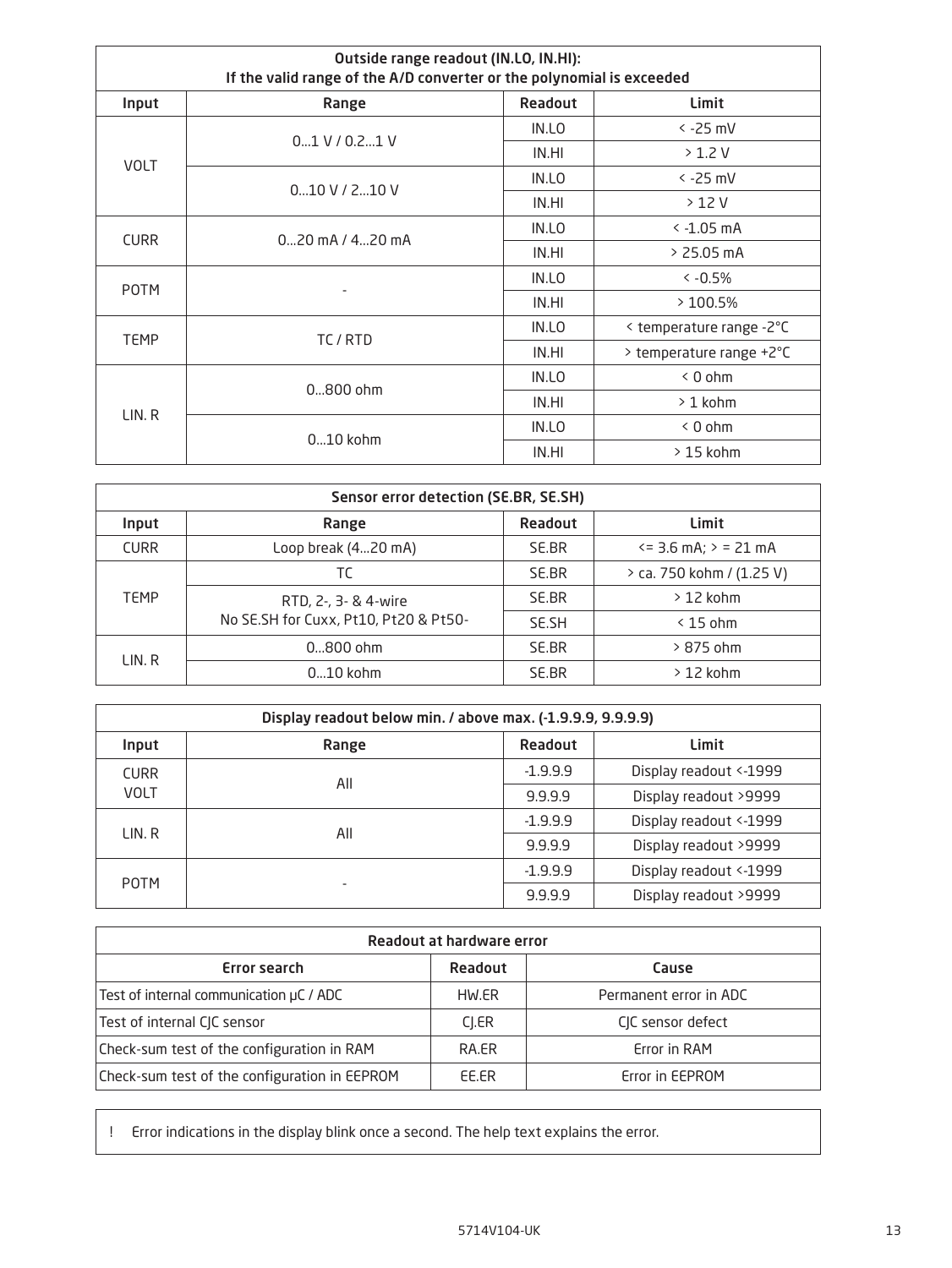| Outside range readout (IN.LO, IN.HI): If the valid range of the A/D converter or the polynomial is exceeded | | | |
|---|---|---|---|
| **Input** | **Range** | **Readout** | **Limit** |
| VOLT | 0...1 V / 0.2...1 V | IN.LO | < -25 mV |
| | | IN.HI | > 1.2 V |
| | 0...10 V / 2...10 V | IN.LO | < -25 mV |
| | | IN.HI | > 12 V |
| CURR | 0...20 mA / 4...20 mA | IN.LO | < -1.05 mA |
| | | IN.HI | > 25.05 mA |
| POTM | - | IN.LO | < -0.5% |
| | | IN.HI | > 100.5% |
| TEMP | TC / RTD | IN.LO | < temperature range -2°C |
| | | IN.HI | > temperature range +2°C |
| LIN. R | 0...800 ohm | IN.LO | < 0 ohm |
| | | IN.HI | > 1 kohm |
| | 0...10 kohm | IN.LO | < 0 ohm |
| | | IN.HI | > 15 kohm |

| Sensor error detection (SE.BR, SE.SH) | | | |
|---|---|---|---|
| **Input** | **Range** | **Readout** | **Limit** |
| CURR | Loop break (4...20 mA) | SE.BR | <= 3.6 mA; > = 21 mA |
| TEMP | TC | SE.BR | > ca. 750 kohm / (1.25 V) |
| | RTD, 2-, 3- & 4-wire No SE.SH for Cuxx, Pt10, Pt20 & Pt50- | SE.BR | > 12 kohm |
| | | SE.SH | < 15 ohm |
| LIN. R | 0...800 ohm | SE.BR | > 875 ohm |
| | 0...10 kohm | SE.BR | > 12 kohm |

| Display readout below min. / above max. (-1.9.9.9, 9.9.9.9) | | | |
|---|---|---|---|
| **Input** | **Range** | **Readout** | **Limit** |
| CURR VOLT | All | -1.9.9.9 | Display readout <-1999 |
| | | 9.9.9.9 | Display readout >9999 |
| LIN. R | All | -1.9.9.9 | Display readout <-1999 |
| | | 9.9.9.9 | Display readout >9999 |
| POTM | - | -1.9.9.9 | Display readout <-1999 |
| | | 9.9.9.9 | Display readout >9999 |

| Readout at hardware error | | |
|---|---|---|
| **Error search** | **Readout** | **Cause** |
| Test of internal communication µC / ADC | HW.ER | Permanent error in ADC |
| Test of internal CJC sensor | CJ.ER | CJC sensor defect |
| Check-sum test of the configuration in RAM | RA.ER | Error in RAM |
| Check-sum test of the configuration in EEPROM | EE.ER | Error in EEPROM |

! Error indications in the display blink once a second. The help text explains the error.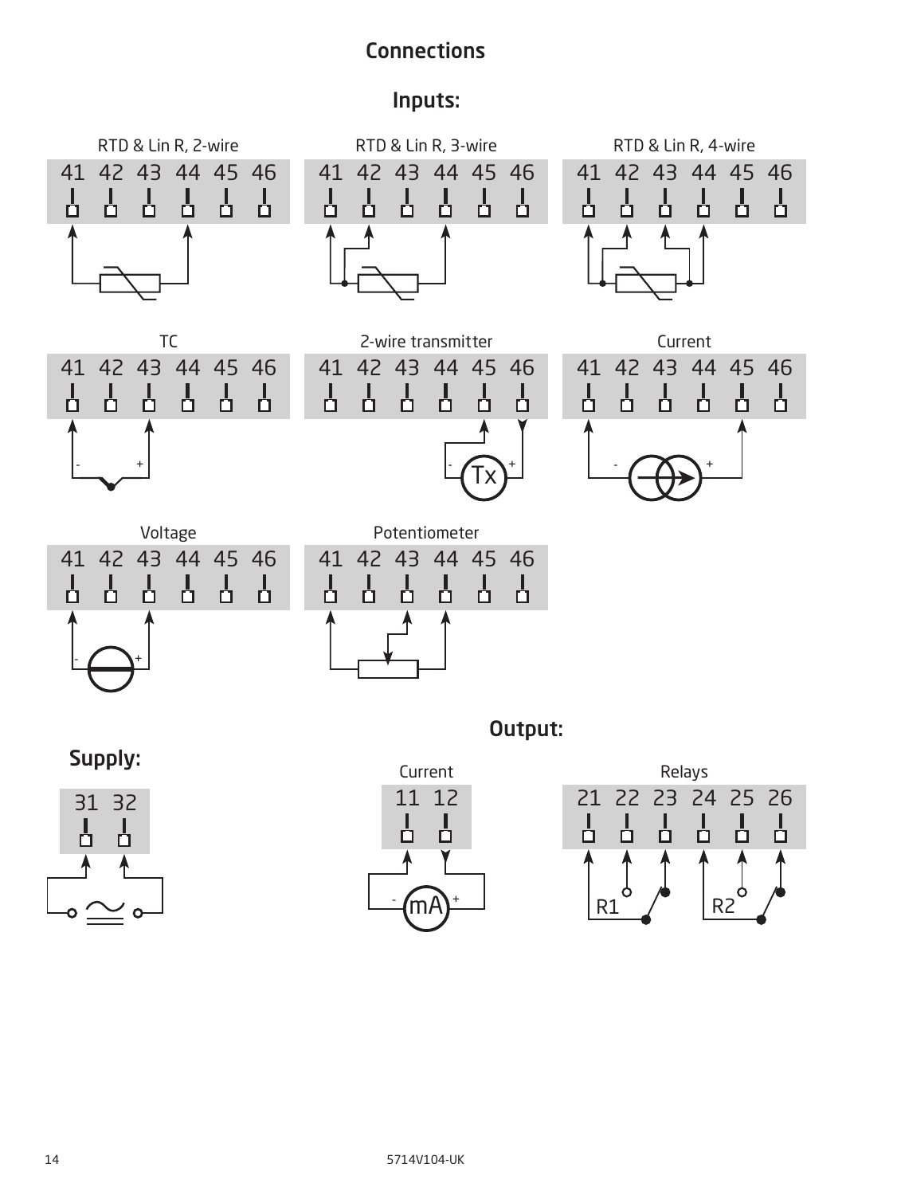# Connections

## Inputs:

RTD & Lin R, 2-wire

41 42 43 44 45 46

RTD & Lin R, 3-wire

41 42 43 44 45 46

RTD & Lin R, 4-wire

41 42 43 44 45 46

TC

41 42 43 44 45 46

2-wire transmitter

41 42 43 44 45 46

Tx

Current

41 42 43 44 45 46

Voltage

41 42 43 44 45 46

Potentiometer

41 42 43 44 45 46

## Output:

Current

11 12

mA

Relays

21 22 23 24 25 26

R1 R2

## Supply:

31 32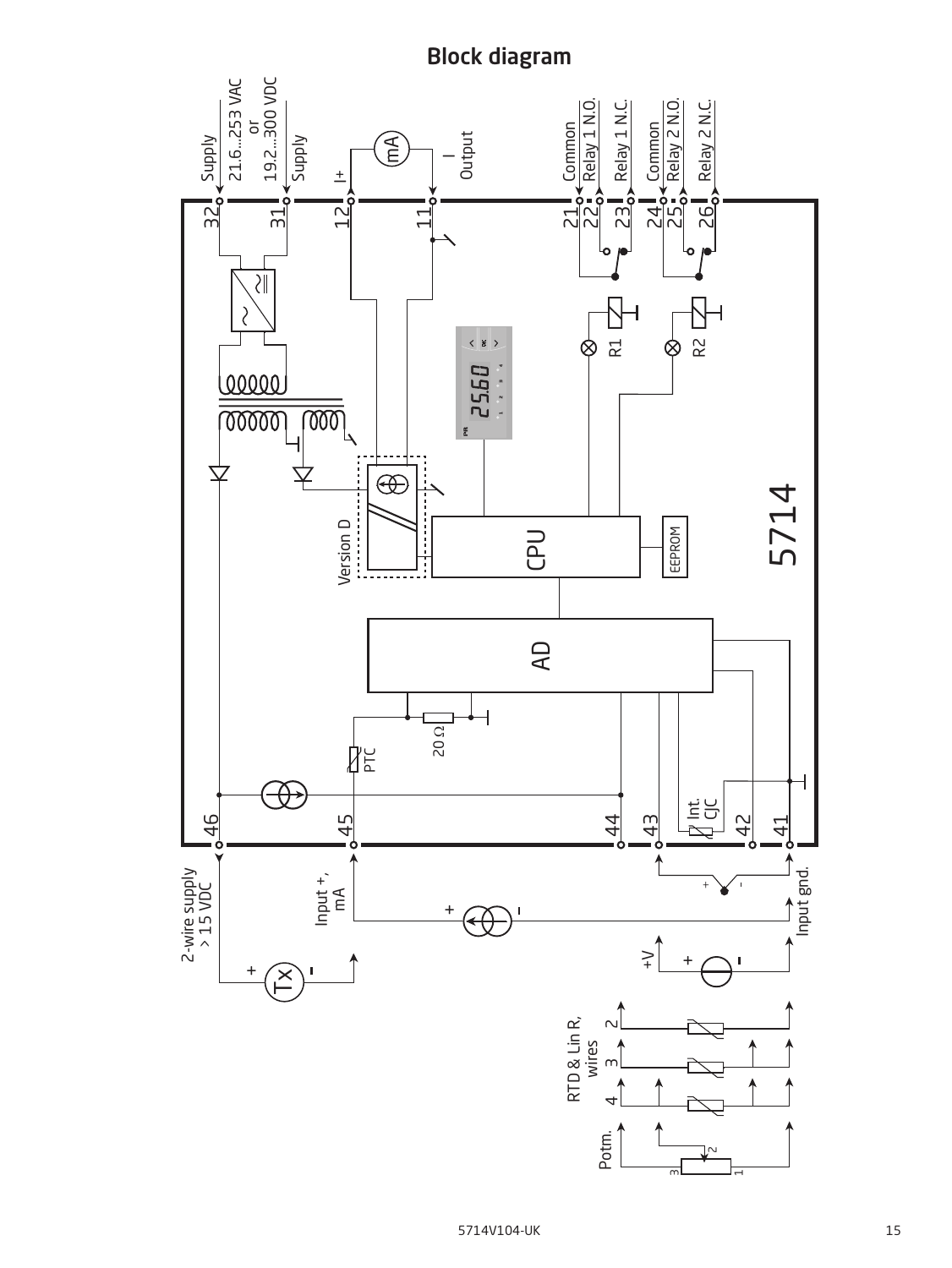## Block diagram

Supply 21.6...253 VAC or 19.2...300 VDC Supply

32 31 12 11 21 22 23 24 25 26

I+ mA I Output

Common Relay 1 N.O. Relay 1 N.C. Common Relay 2 N.O. Relay 2 N.C.

R1 R2

Version D

CPU

EEPROM

AD

5714

20 Ω

PTC

Int. CJC

46 45 44 43 42 41

2-wire supply > 15 VDC

Input +, mA

Input gnd.

Tx

+V

RTD & Lin R, wires 2 3 4

Potm. 3 2 1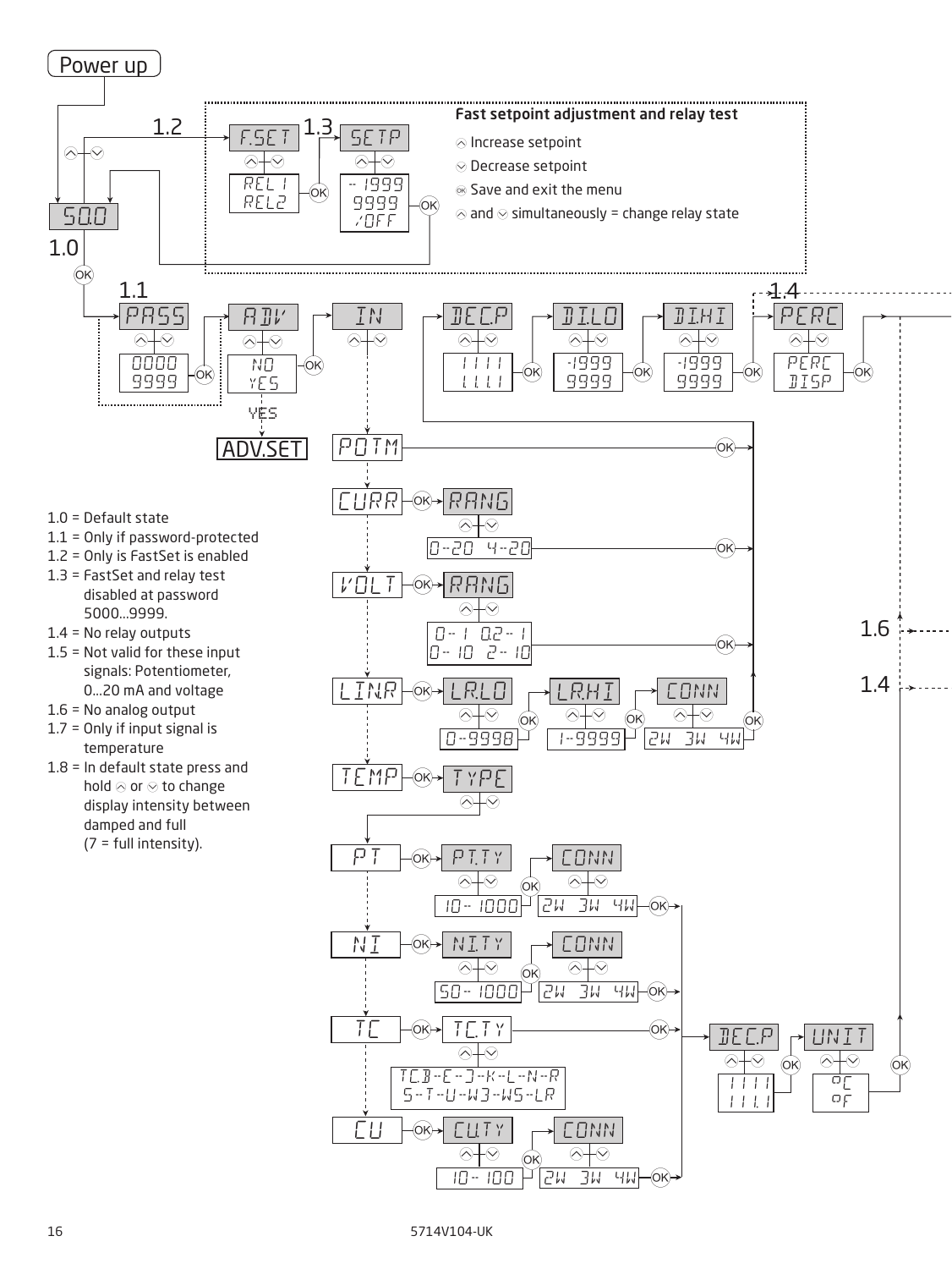Power up

1.2 F.SET — REL1 / REL2 — OK → 1.3 SETP — -1999 / 9999 / OFF — OK

**Fast setpoint adjustment and relay test**

- ⌃ Increase setpoint
- ⌄ Decrease setpoint
- OK Save and exit the menu
- ⌃ and ⌄ simultaneously = change relay state

50.0

1.0

OK

1.1 PASS — 0000 / 9999 — OK → ADV — NO / YES — OK → IN

YES → ADV.SET

DEC.P — 1111 / 111.1 — OK → DI.LO — -1999 / 9999 — OK → DI.HI — -1999 / 9999 — OK → 1.4 PERC — PERC / DISP — OK

POTM — OK

CURR — OK → RANG — 0--20 4--20 — OK

VOLT — OK → RANG — 0--1 0.2--1 / 0--10 2--10 — OK

LIN.R — OK → LR.LO — 0--9998 — OK → LR.HI — 1--9999 — OK → CONN — 2W 3W 4W — OK

TEMP — OK → TYPE

PT — OK → PT.TY — 10--1000 — OK → CONN — 2W 3W 4W — OK

NI — OK → NI.TY — 50--1000 — OK → CONN — 2W 3W 4W — OK

TC — OK → TC.TY — TC.B--E--J--K--L--N--R / S--T--U--W3--W5--LR — OK

CU — OK → CU.TY — 10--100 — OK → CONN — 2W 3W 4W — OK

DEC.P — 1111 / 111.1 — OK → UNIT — °C / °F — OK

1.6

1.4

- 1.0 = Default state
- 1.1 = Only if password-protected
- 1.2 = Only is FastSet is enabled
- 1.3 = FastSet and relay test disabled at password 5000...9999.
- 1.4 = No relay outputs
- 1.5 = Not valid for these input signals: Potentiometer, 0...20 mA and voltage
- 1.6 = No analog output
- 1.7 = Only if input signal is temperature
- 1.8 = In default state press and hold ⌃ or ⌄ to change display intensity between damped and full (7 = full intensity).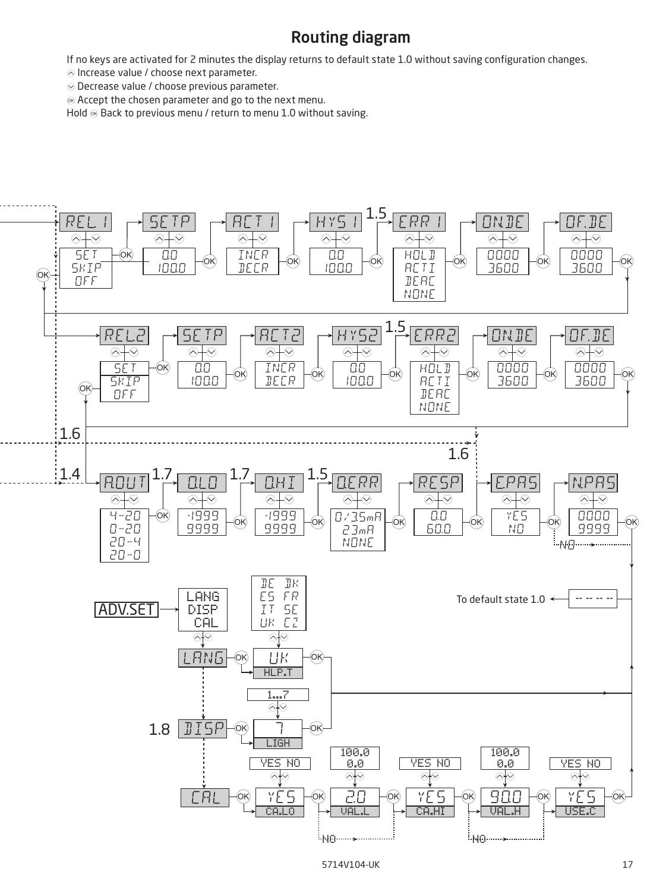# Routing diagram

If no keys are activated for 2 minutes the display returns to default state 1.0 without saving configuration changes.

⌃ Increase value / choose next parameter.

⌄ Decrease value / choose previous parameter.

OK Accept the chosen parameter and go to the next menu.

Hold OK Back to previous menu / return to menu 1.0 without saving.

REL.1 → SET / SKIP / OFF → OK → SETP (0.0 – 100.0) → OK → ACT1 (INCR / DECR) → OK → HYS1 (0.0 – 100.0) → OK → 1.5 ERR1 (HOLD / ACTI / DEAC / NONE) → OK → ON.DE (0000 – 3600) → OK → OF.DE (0000 – 3600) → OK

REL2 → SET / SKIP / OFF → OK → SETP (0.0 – 100.0) → OK → ACT2 (INCR / DECR) → OK → HYS2 (0.0 – 100.0) → OK → 1.5 ERR2 (HOLD / ACTI / DEAC / NONE) → OK → ON.DE (0000 – 3600) → OK → OF.DE (0000 – 3600) → OK

1.6

1.4 A.OUT (4--20 / 0--20 / 20--4 / 20--0) → OK → 1.7 O.LO (-1999 – 9999) → OK → 1.7 O.HI (-1999 – 9999) → OK → 1.5 O.ERR (0/3.5mA / 23mA / NONE) → OK → RESP (0.0 – 60.0) → OK → 1.6 E.PAS (YES / NO) → OK → N.PAS (0000 – 9999) → OK

NO

To default state 1.0 ← -- -- -- --

ADV.SET → LANG / DISP / CAL

LANG → OK → UK (HLP.T) (DE DK / ES FR / IT SE / UK CZ) → OK

1.8 DISP → OK → 7 (LIGH) (1...7) → OK

CAL → OK → YES (CA.LO) (YES NO) → OK → 2.0 (VAL.L) (100.0 – 0.0) → OK → YES (CA.HI) (YES NO) → OK → 90.0 (VAL.H) (100.0 – 0.0) → OK → YES (USE.C) (YES NO) → OK

NO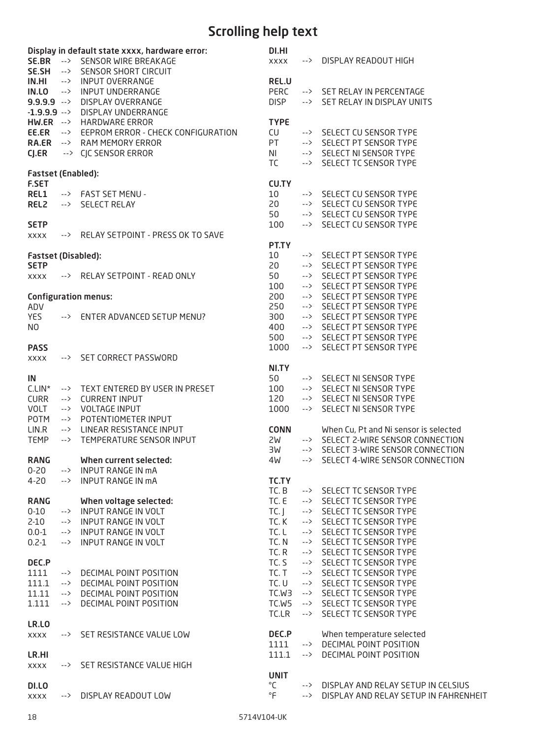# Scrolling help text

**Display in default state xxxx, hardware error:**

| | | |
|---|---|---|
| **SE.BR** | --> | SENSOR WIRE BREAKAGE |
| **SE.SH** | --> | SENSOR SHORT CIRCUIT |
| **IN.HI** | --> | INPUT OVERRANGE |
| **IN.LO** | --> | INPUT UNDERRANGE |
| **9.9.9.9** | --> | DISPLAY OVERRANGE |
| **-1.9.9.9** | --> | DISPLAY UNDERRANGE |
| **HW.ER** | --> | HARDWARE ERROR |
| **EE.ER** | --> | EEPROM ERROR - CHECK CONFIGURATION |
| **RA.ER** | --> | RAM MEMORY ERROR |
| **CJ.ER** | --> | CJC SENSOR ERROR |

**Fastset (Enabled):**

**F.SET**

| | | |
|---|---|---|
| **REL1** | --> | FAST SET MENU - |
| **REL2** | --> | SELECT RELAY |

**SETP**

| | | |
|---|---|---|
| xxxx | --> | RELAY SETPOINT - PRESS OK TO SAVE |

**Fastset (Disabled):**

**SETP**

| | | |
|---|---|---|
| xxxx | --> | RELAY SETPOINT - READ ONLY |

**Configuration menus:**

ADV

| | | |
|---|---|---|
| YES | --> | ENTER ADVANCED SETUP MENU? |
| NO | | |

**PASS**

| | | |
|---|---|---|
| xxxx | --> | SET CORRECT PASSWORD |

**IN**

| | | |
|---|---|---|
| C.LIN* | --> | TEXT ENTERED BY USER IN PRESET |
| CURR | --> | CURRENT INPUT |
| VOLT | --> | VOLTAGE INPUT |
| POTM | --> | POTENTIOMETER INPUT |
| LIN.R | --> | LINEAR RESISTANCE INPUT |
| TEMP | --> | TEMPERATURE SENSOR INPUT |

**RANG** — **When current selected:**

| | | |
|---|---|---|
| 0-20 | --> | INPUT RANGE IN mA |
| 4-20 | --> | INPUT RANGE IN mA |

**RANG** — **When voltage selected:**

| | | |
|---|---|---|
| 0-10 | --> | INPUT RANGE IN VOLT |
| 2-10 | --> | INPUT RANGE IN VOLT |
| 0.0-1 | --> | INPUT RANGE IN VOLT |
| 0.2-1 | --> | INPUT RANGE IN VOLT |

**DEC.P**

| | | |
|---|---|---|
| 1111 | --> | DECIMAL POINT POSITION |
| 111.1 | --> | DECIMAL POINT POSITION |
| 11.11 | --> | DECIMAL POINT POSITION |
| 1.111 | --> | DECIMAL POINT POSITION |

**LR.LO**

| | | |
|---|---|---|
| xxxx | --> | SET RESISTANCE VALUE LOW |

**LR.HI**

| | | |
|---|---|---|
| xxxx | --> | SET RESISTANCE VALUE HIGH |

**DI.LO**

| | | |
|---|---|---|
| xxxx | --> | DISPLAY READOUT LOW |

**DI.HI**

| | | |
|---|---|---|
| xxxx | --> | DISPLAY READOUT HIGH |

**REL.U**

| | | |
|---|---|---|
| PERC | --> | SET RELAY IN PERCENTAGE |
| DISP | --> | SET RELAY IN DISPLAY UNITS |

**TYPE**

| | | |
|---|---|---|
| CU | --> | SELECT CU SENSOR TYPE |
| PT | --> | SELECT PT SENSOR TYPE |
| NI | --> | SELECT NI SENSOR TYPE |
| TC | --> | SELECT TC SENSOR TYPE |

**CU.TY**

| | | |
|---|---|---|
| 10 | --> | SELECT CU SENSOR TYPE |
| 20 | --> | SELECT CU SENSOR TYPE |
| 50 | --> | SELECT CU SENSOR TYPE |
| 100 | --> | SELECT CU SENSOR TYPE |

**PT.TY**

| | | |
|---|---|---|
| 10 | --> | SELECT PT SENSOR TYPE |
| 20 | --> | SELECT PT SENSOR TYPE |
| 50 | --> | SELECT PT SENSOR TYPE |
| 100 | --> | SELECT PT SENSOR TYPE |
| 200 | --> | SELECT PT SENSOR TYPE |
| 250 | --> | SELECT PT SENSOR TYPE |
| 300 | --> | SELECT PT SENSOR TYPE |
| 400 | --> | SELECT PT SENSOR TYPE |
| 500 | --> | SELECT PT SENSOR TYPE |
| 1000 | --> | SELECT PT SENSOR TYPE |

**NI.TY**

| | | |
|---|---|---|
| 50 | --> | SELECT NI SENSOR TYPE |
| 100 | --> | SELECT NI SENSOR TYPE |
| 120 | --> | SELECT NI SENSOR TYPE |
| 1000 | --> | SELECT NI SENSOR TYPE |

**CONN** — When Cu, Pt and Ni sensor is selected

| | | |
|---|---|---|
| 2W | --> | SELECT 2-WIRE SENSOR CONNECTION |
| 3W | --> | SELECT 3-WIRE SENSOR CONNECTION |
| 4W | --> | SELECT 4-WIRE SENSOR CONNECTION |

**TC.TY**

| | | |
|---|---|---|
| TC. B | --> | SELECT TC SENSOR TYPE |
| TC. E | --> | SELECT TC SENSOR TYPE |
| TC. J | --> | SELECT TC SENSOR TYPE |
| TC. K | --> | SELECT TC SENSOR TYPE |
| TC. L | --> | SELECT TC SENSOR TYPE |
| TC. N | --> | SELECT TC SENSOR TYPE |
| TC. R | --> | SELECT TC SENSOR TYPE |
| TC. S | --> | SELECT TC SENSOR TYPE |
| TC. T | --> | SELECT TC SENSOR TYPE |
| TC. U | --> | SELECT TC SENSOR TYPE |
| TC.W3 | --> | SELECT TC SENSOR TYPE |
| TC.W5 | --> | SELECT TC SENSOR TYPE |
| TC.LR | --> | SELECT TC SENSOR TYPE |

**DEC.P** — When temperature selected

| | | |
|---|---|---|
| 1111 | --> | DECIMAL POINT POSITION |
| 111.1 | --> | DECIMAL POINT POSITION |

**UNIT**

| | | |
|---|---|---|
| °C | --> | DISPLAY AND RELAY SETUP IN CELSIUS |
| °F | --> | DISPLAY AND RELAY SETUP IN FAHRENHEIT |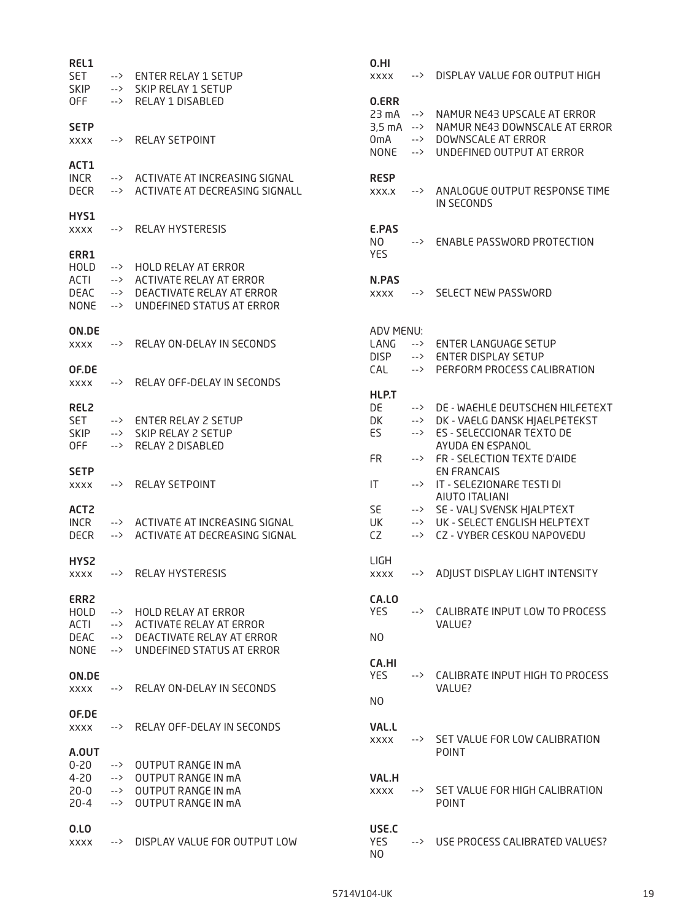**REL1**
SET --> ENTER RELAY 1 SETUP
SKIP --> SKIP RELAY 1 SETUP
OFF --> RELAY 1 DISABLED

**SETP**
XXXX --> RELAY SETPOINT

**ACT1**
INCR --> ACTIVATE AT INCREASING SIGNAL
DECR --> ACTIVATE AT DECREASING SIGNALL

**HYS1**
XXXX --> RELAY HYSTERESIS

**ERR1**
HOLD --> HOLD RELAY AT ERROR
ACTI --> ACTIVATE RELAY AT ERROR
DEAC --> DEACTIVATE RELAY AT ERROR
NONE --> UNDEFINED STATUS AT ERROR

**ON.DE**
XXXX --> RELAY ON-DELAY IN SECONDS

**OF.DE**
XXXX --> RELAY OFF-DELAY IN SECONDS

**REL2**
SET --> ENTER RELAY 2 SETUP
SKIP --> SKIP RELAY 2 SETUP
OFF --> RELAY 2 DISABLED

**SETP**
XXXX --> RELAY SETPOINT

**ACT2**
INCR --> ACTIVATE AT INCREASING SIGNAL
DECR --> ACTIVATE AT DECREASING SIGNAL

**HYS2**
XXXX --> RELAY HYSTERESIS

**ERR2**
HOLD --> HOLD RELAY AT ERROR
ACTI --> ACTIVATE RELAY AT ERROR
DEAC --> DEACTIVATE RELAY AT ERROR
NONE --> UNDEFINED STATUS AT ERROR

**ON.DE**
XXXX --> RELAY ON-DELAY IN SECONDS

**OF.DE**
XXXX --> RELAY OFF-DELAY IN SECONDS

**A.OUT**
0-20 --> OUTPUT RANGE IN mA
4-20 --> OUTPUT RANGE IN mA
20-0 --> OUTPUT RANGE IN mA
20-4 --> OUTPUT RANGE IN mA

**O.LO**
XXXX --> DISPLAY VALUE FOR OUTPUT LOW

**O.HI**
XXXX --> DISPLAY VALUE FOR OUTPUT HIGH

**O.ERR**
23 mA --> NAMUR NE43 UPSCALE AT ERROR
3,5 mA --> NAMUR NE43 DOWNSCALE AT ERROR
0mA --> DOWNSCALE AT ERROR
NONE --> UNDEFINED OUTPUT AT ERROR

**RESP**
XXX.X --> ANALOGUE OUTPUT RESPONSE TIME IN SECONDS

**E.PAS**
NO --> ENABLE PASSWORD PROTECTION
YES

**N.PAS**
XXXX --> SELECT NEW PASSWORD

ADV MENU:
LANG --> ENTER LANGUAGE SETUP
DISP --> ENTER DISPLAY SETUP
CAL --> PERFORM PROCESS CALIBRATION

**HLP.T**
DE --> DE - WAEHLE DEUTSCHEN HILFETEXT
DK --> DK - VAELG DANSK HJAELPETEKST
ES --> ES - SELECCIONAR TEXTO DE AYUDA EN ESPANOL
FR --> FR - SELECTION TEXTE D'AIDE EN FRANCAIS
IT --> IT - SELEZIONARE TESTI DI AIUTO ITALIANI
SE --> SE - VALJ SVENSK HJALPTEXT
UK --> UK - SELECT ENGLISH HELPTEXT
CZ --> CZ - VYBER CESKOU NAPOVEDU

LIGH
XXXX --> ADJUST DISPLAY LIGHT INTENSITY

**CA.LO**
YES --> CALIBRATE INPUT LOW TO PROCESS VALUE?
NO

**CA.HI**
YES --> CALIBRATE INPUT HIGH TO PROCESS VALUE?
NO

**VAL.L**
XXXX --> SET VALUE FOR LOW CALIBRATION POINT

**VAL.H**
XXXX --> SET VALUE FOR HIGH CALIBRATION POINT

**USE.C**
YES --> USE PROCESS CALIBRATED VALUES?
NO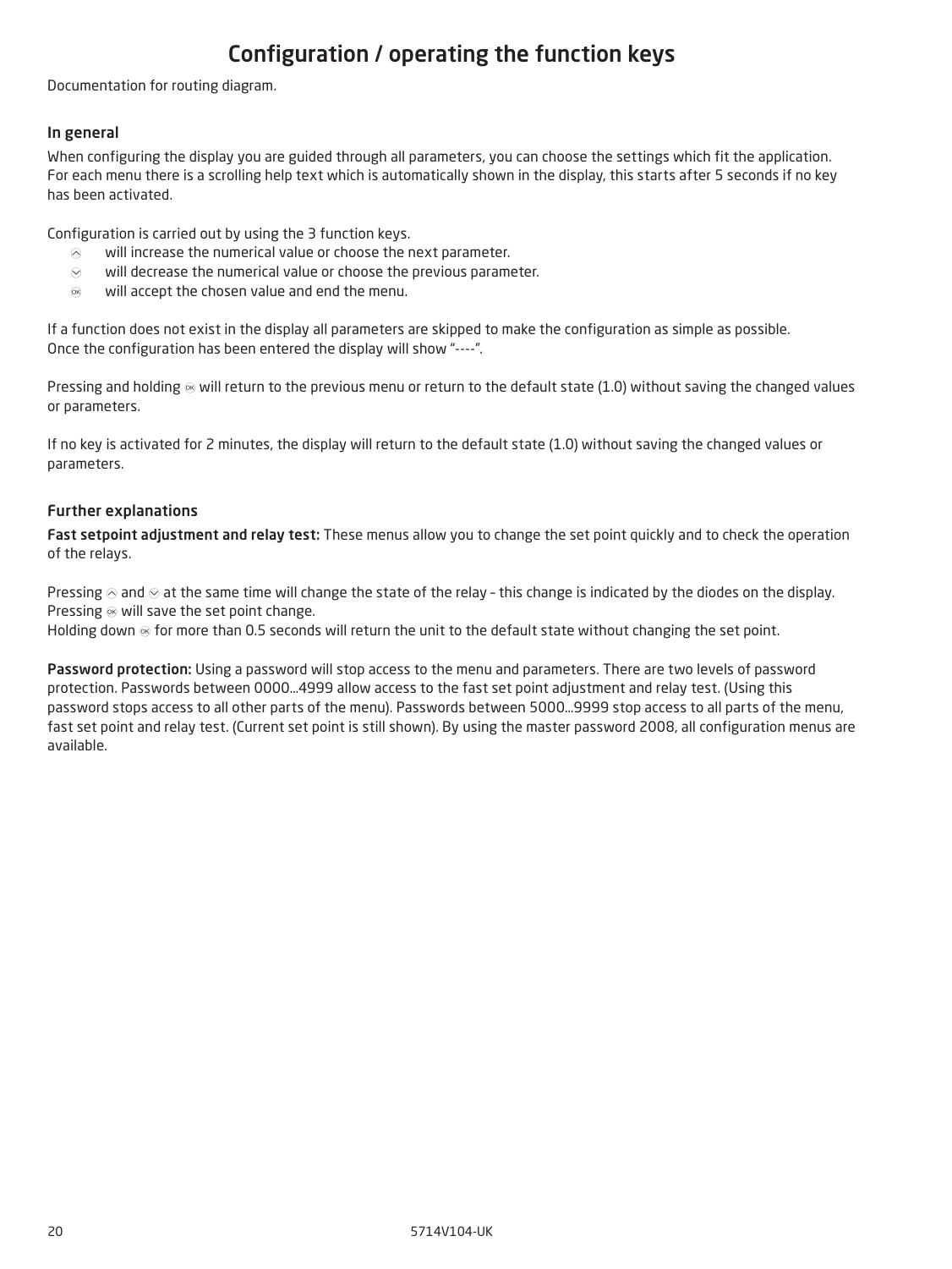# Configuration / operating the function keys

Documentation for routing diagram.

### In general

When configuring the display you are guided through all parameters, you can choose the settings which fit the application. For each menu there is a scrolling help text which is automatically shown in the display, this starts after 5 seconds if no key has been activated.

Configuration is carried out by using the 3 function keys.

- ⌃ will increase the numerical value or choose the next parameter.
- ⌄ will decrease the numerical value or choose the previous parameter.
- OK will accept the chosen value and end the menu.

If a function does not exist in the display all parameters are skipped to make the configuration as simple as possible.
Once the configuration has been entered the display will show "----".

Pressing and holding OK will return to the previous menu or return to the default state (1.0) without saving the changed values or parameters.

If no key is activated for 2 minutes, the display will return to the default state (1.0) without saving the changed values or parameters.

### Further explanations

**Fast setpoint adjustment and relay test:** These menus allow you to change the set point quickly and to check the operation of the relays.

Pressing ⌃ and ⌄ at the same time will change the state of the relay – this change is indicated by the diodes on the display.
Pressing OK will save the set point change.
Holding down OK for more than 0.5 seconds will return the unit to the default state without changing the set point.

**Password protection:** Using a password will stop access to the menu and parameters. There are two levels of password protection. Passwords between 0000...4999 allow access to the fast set point adjustment and relay test. (Using this password stops access to all other parts of the menu). Passwords between 5000...9999 stop access to all parts of the menu, fast set point and relay test. (Current set point is still shown). By using the master password 2008, all configuration menus are available.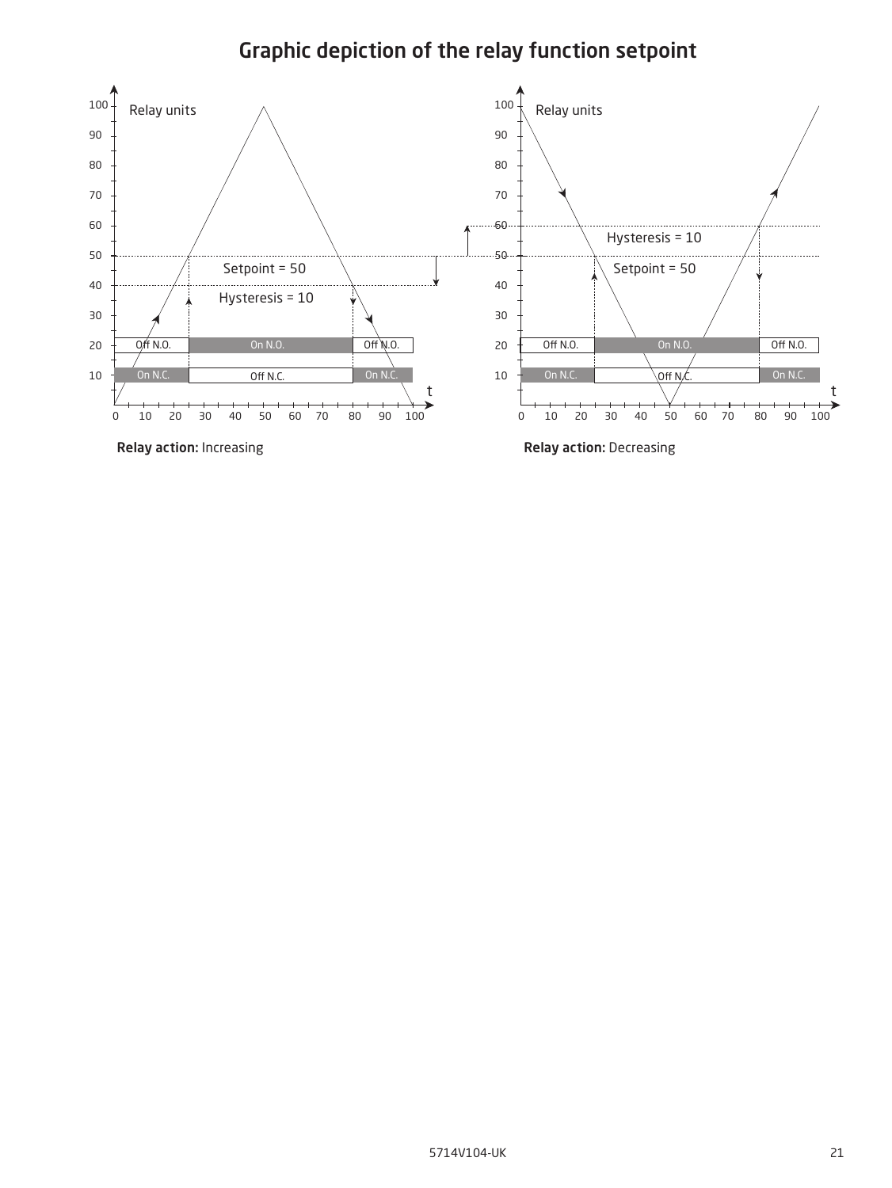## Graphic depiction of the relay function setpoint

Relay units

Setpoint = 50

Hysteresis = 10

Off N.O. | On N.O. | Off N.O.

On N.C. | Off N.C. | On N.C.

**Relay action:** Increasing

Relay units

Hysteresis = 10

Setpoint = 50

Off N.O. | On N.O. | Off N.O.

On N.C. | Off N.C. | On N.C.

**Relay action:** Decreasing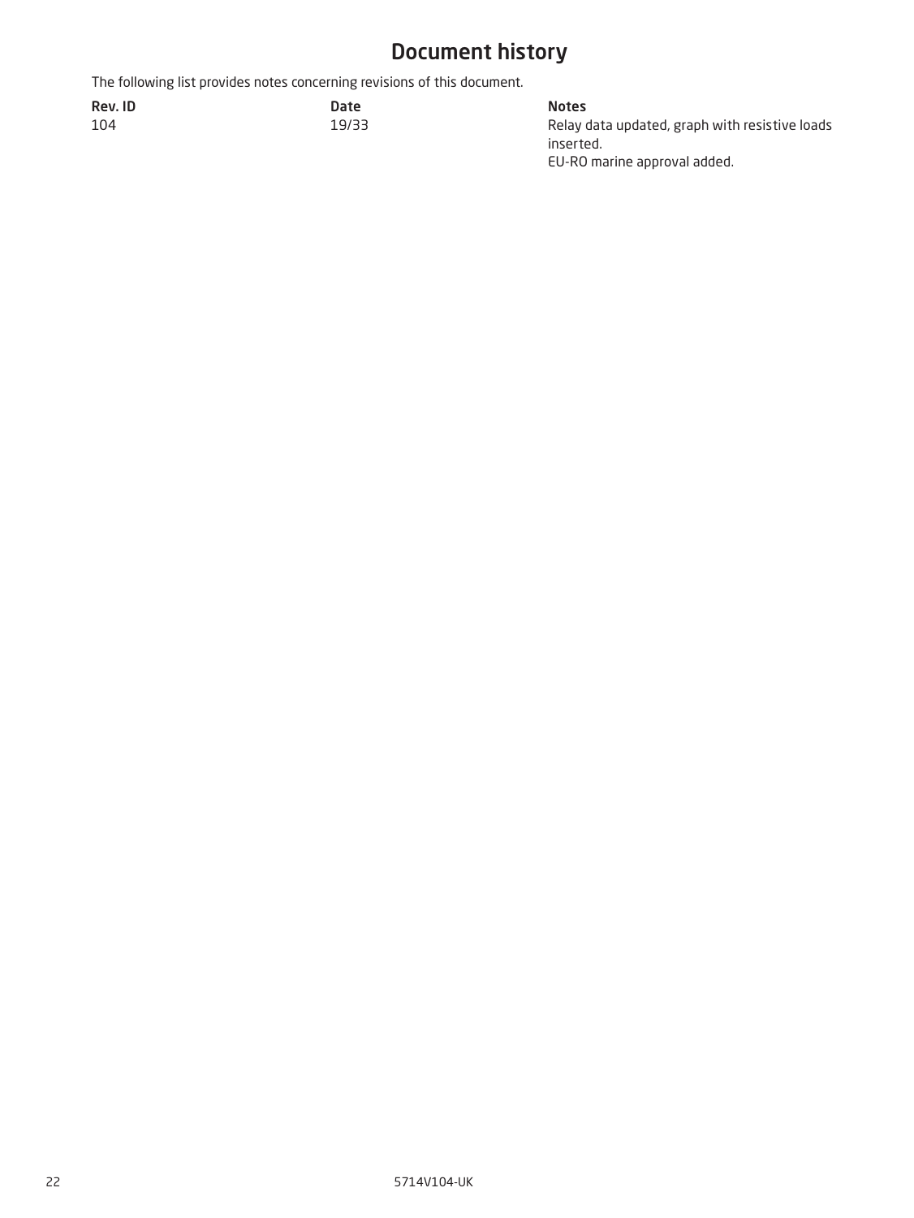# Document history

The following list provides notes concerning revisions of this document.

| Rev. ID | Date | Notes |
| --- | --- | --- |
| 104 | 19/33 | Relay data updated, graph with resistive loads inserted.<br>EU-RO marine approval added. |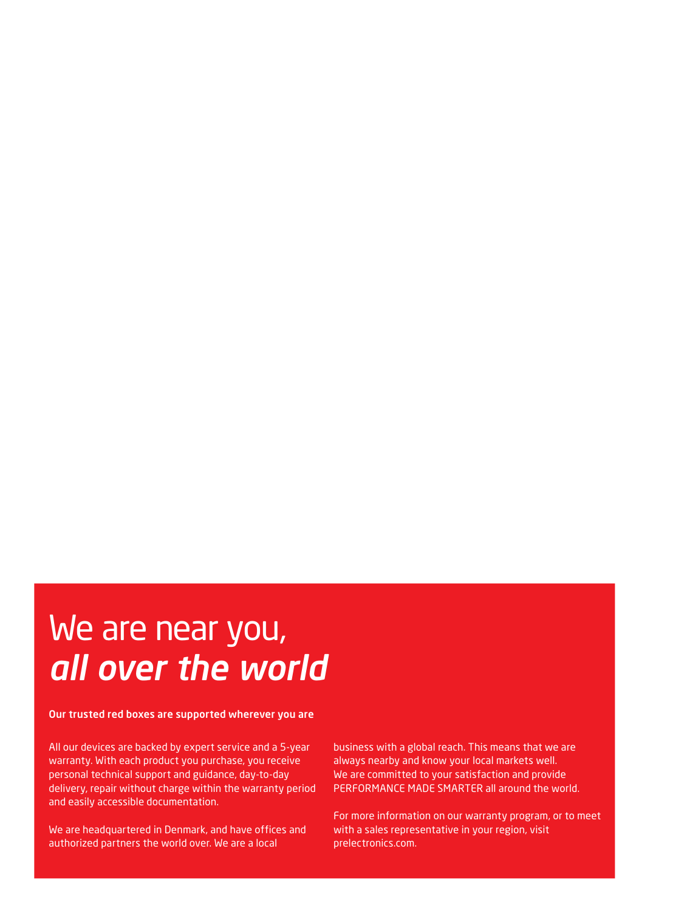# We are near you, *all over the world*

**Our trusted red boxes are supported wherever you are**

All our devices are backed by expert service and a 5-year warranty. With each product you purchase, you receive personal technical support and guidance, day-to-day delivery, repair without charge within the warranty period and easily accessible documentation.

We are headquartered in Denmark, and have offices and authorized partners the world over. We are a local business with a global reach. This means that we are always nearby and know your local markets well. We are committed to your satisfaction and provide PERFORMANCE MADE SMARTER all around the world.

For more information on our warranty program, or to meet with a sales representative in your region, visit prelectronics.com.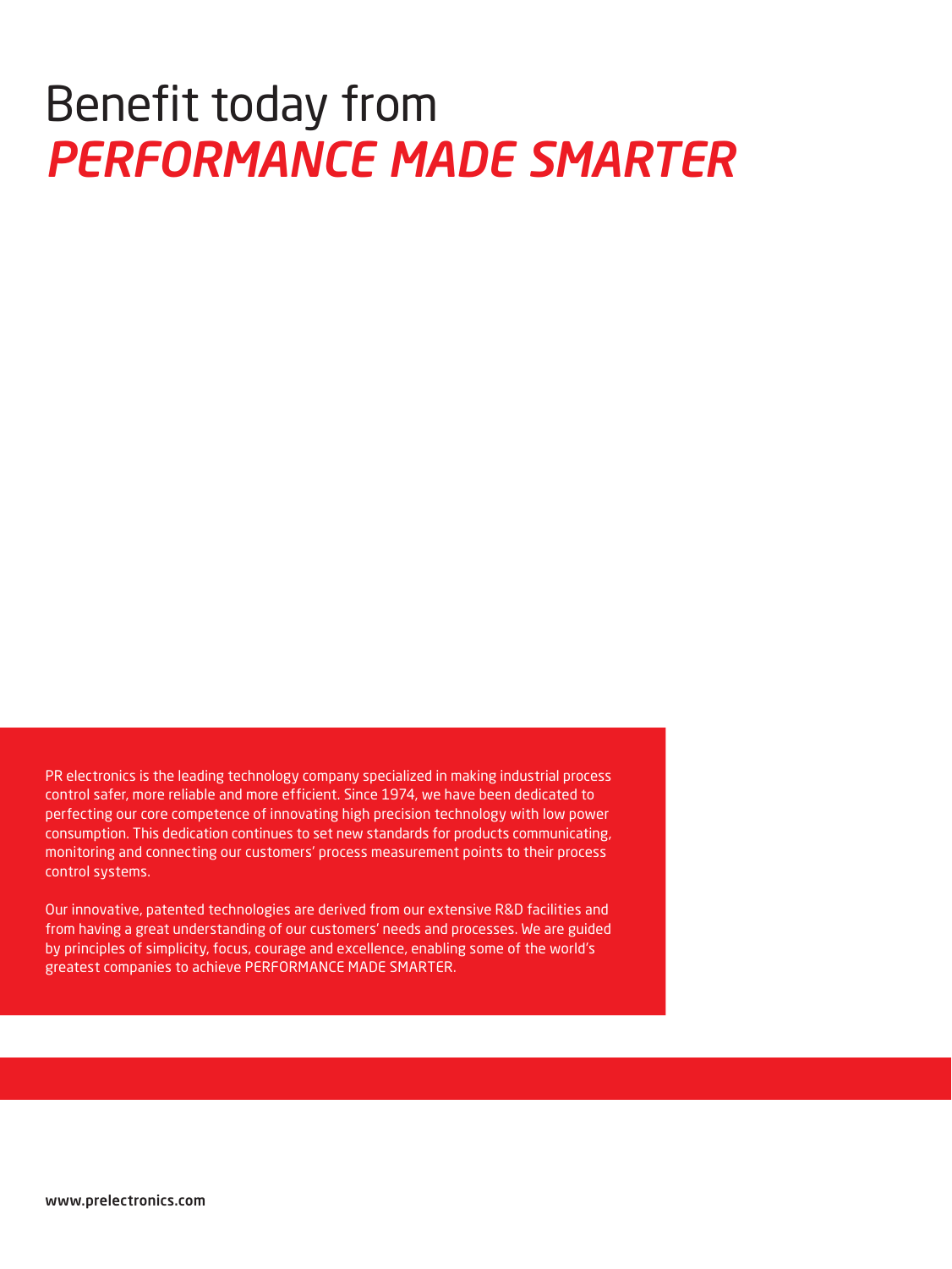# Benefit today from *PERFORMANCE MADE SMARTER*

PR electronics is the leading technology company specialized in making industrial process control safer, more reliable and more efficient. Since 1974, we have been dedicated to perfecting our core competence of innovating high precision technology with low power consumption. This dedication continues to set new standards for products communicating, monitoring and connecting our customers' process measurement points to their process control systems.

Our innovative, patented technologies are derived from our extensive R&D facilities and from having a great understanding of our customers' needs and processes. We are guided by principles of simplicity, focus, courage and excellence, enabling some of the world's greatest companies to achieve PERFORMANCE MADE SMARTER.

www.prelectronics.com